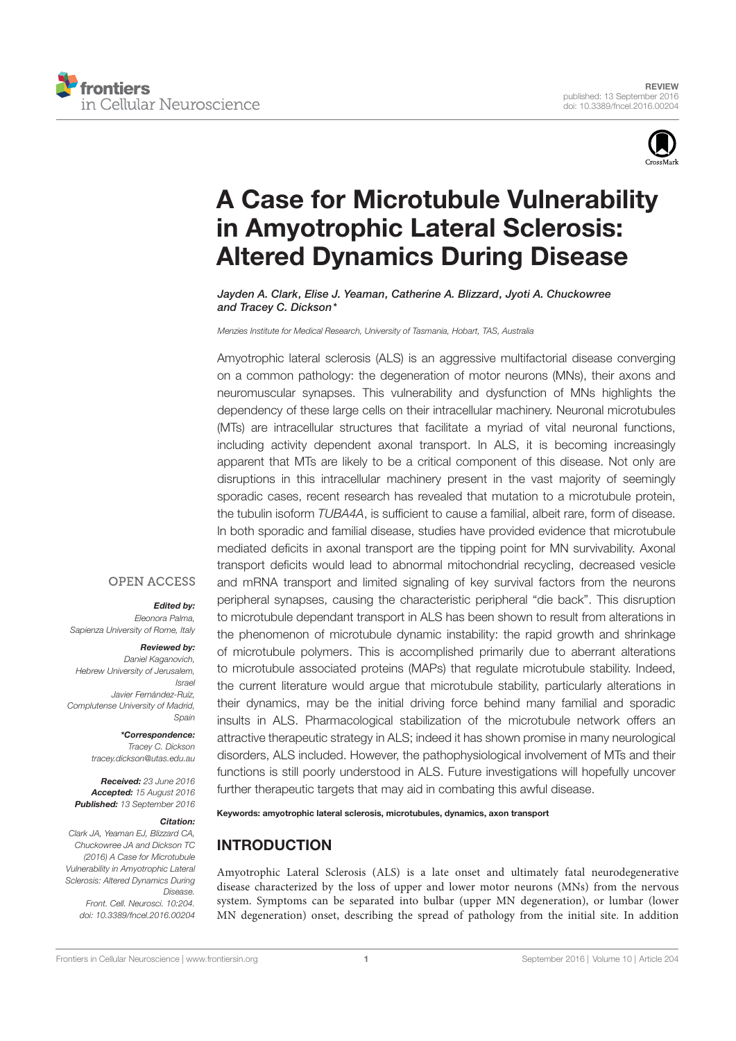REVIEW
published: 13 September 2016
doi: 10.3389/fncel.2016.00204

# A Case for Microtubule Vulnerability in Amyotrophic Lateral Sclerosis: Altered Dynamics During Disease

*Jayden A. Clark, Elise J. Yeaman, Catherine A. Blizzard, Jyoti A. Chuckowree and Tracey C. Dickson\**

*Menzies Institute for Medical Research, University of Tasmania, Hobart, TAS, Australia*

Amyotrophic lateral sclerosis (ALS) is an aggressive multifactorial disease converging on a common pathology: the degeneration of motor neurons (MNs), their axons and neuromuscular synapses. This vulnerability and dysfunction of MNs highlights the dependency of these large cells on their intracellular machinery. Neuronal microtubules (MTs) are intracellular structures that facilitate a myriad of vital neuronal functions, including activity dependent axonal transport. In ALS, it is becoming increasingly apparent that MTs are likely to be a critical component of this disease. Not only are disruptions in this intracellular machinery present in the vast majority of seemingly sporadic cases, recent research has revealed that mutation to a microtubule protein, the tubulin isoform *TUBA4A*, is sufficient to cause a familial, albeit rare, form of disease. In both sporadic and familial disease, studies have provided evidence that microtubule mediated deficits in axonal transport are the tipping point for MN survivability. Axonal transport deficits would lead to abnormal mitochondrial recycling, decreased vesicle and mRNA transport and limited signaling of key survival factors from the neurons peripheral synapses, causing the characteristic peripheral "die back". This disruption to microtubule dependant transport in ALS has been shown to result from alterations in the phenomenon of microtubule dynamic instability: the rapid growth and shrinkage of microtubule polymers. This is accomplished primarily due to aberrant alterations to microtubule associated proteins (MAPs) that regulate microtubule stability. Indeed, the current literature would argue that microtubule stability, particularly alterations in their dynamics, may be the initial driving force behind many familial and sporadic insults in ALS. Pharmacological stabilization of the microtubule network offers an attractive therapeutic strategy in ALS; indeed it has shown promise in many neurological disorders, ALS included. However, the pathophysiological involvement of MTs and their functions is still poorly understood in ALS. Future investigations will hopefully uncover further therapeutic targets that may aid in combating this awful disease.

**Keywords: amyotrophic lateral sclerosis, microtubules, dynamics, axon transport**

OPEN ACCESS

***Edited by:***
*Eleonora Palma, Sapienza University of Rome, Italy*

***Reviewed by:***
*Daniel Kaganovich, Hebrew University of Jerusalem, Israel*
*Javier Fernández-Ruiz, Complutense University of Madrid, Spain*

***\*Correspondence:***
*Tracey C. Dickson*
*tracey.dickson@utas.edu.au*

***Received:*** *23 June 2016*
***Accepted:*** *15 August 2016*
***Published:*** *13 September 2016*

***Citation:***
*Clark JA, Yeaman EJ, Blizzard CA, Chuckowree JA and Dickson TC (2016) A Case for Microtubule Vulnerability in Amyotrophic Lateral Sclerosis: Altered Dynamics During Disease. Front. Cell. Neurosci. 10:204. doi: 10.3389/fncel.2016.00204*

## INTRODUCTION

Amyotrophic Lateral Sclerosis (ALS) is a late onset and ultimately fatal neurodegenerative disease characterized by the loss of upper and lower motor neurons (MNs) from the nervous system. Symptoms can be separated into bulbar (upper MN degeneration), or lumbar (lower MN degeneration) onset, describing the spread of pathology from the initial site. In addition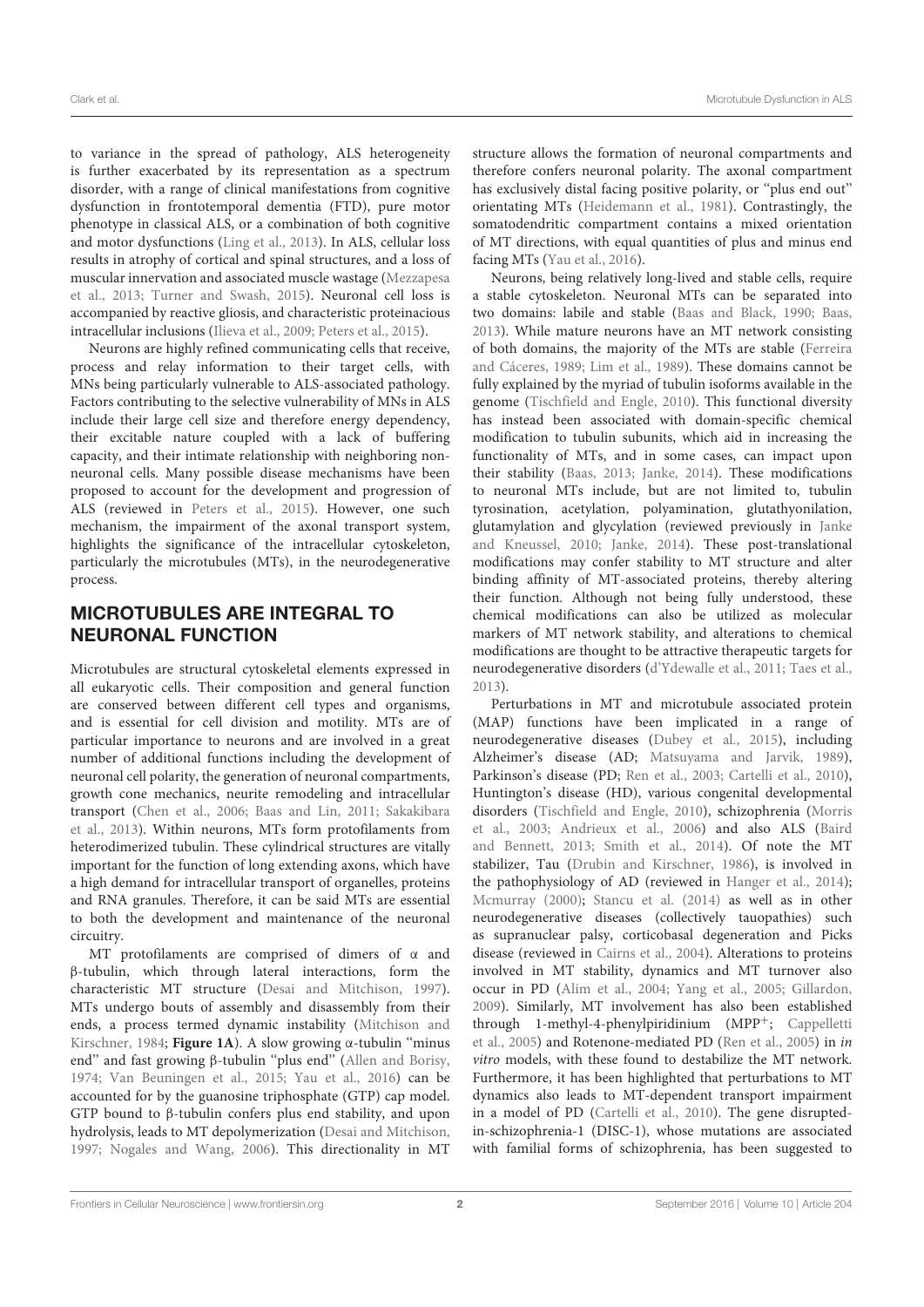to variance in the spread of pathology, ALS heterogeneity is further exacerbated by its representation as a spectrum disorder, with a range of clinical manifestations from cognitive dysfunction in frontotemporal dementia (FTD), pure motor phenotype in classical ALS, or a combination of both cognitive and motor dysfunctions (Ling et al., 2013). In ALS, cellular loss results in atrophy of cortical and spinal structures, and a loss of muscular innervation and associated muscle wastage (Mezzapesa et al., 2013; Turner and Swash, 2015). Neuronal cell loss is accompanied by reactive gliosis, and characteristic proteinacious intracellular inclusions (Ilieva et al., 2009; Peters et al., 2015).

Neurons are highly refined communicating cells that receive, process and relay information to their target cells, with MNs being particularly vulnerable to ALS-associated pathology. Factors contributing to the selective vulnerability of MNs in ALS include their large cell size and therefore energy dependency, their excitable nature coupled with a lack of buffering capacity, and their intimate relationship with neighboring non-neuronal cells. Many possible disease mechanisms have been proposed to account for the development and progression of ALS (reviewed in Peters et al., 2015). However, one such mechanism, the impairment of the axonal transport system, highlights the significance of the intracellular cytoskeleton, particularly the microtubules (MTs), in the neurodegenerative process.

## MICROTUBULES ARE INTEGRAL TO NEURONAL FUNCTION

Microtubules are structural cytoskeletal elements expressed in all eukaryotic cells. Their composition and general function are conserved between different cell types and organisms, and is essential for cell division and motility. MTs are of particular importance to neurons and are involved in a great number of additional functions including the development of neuronal cell polarity, the generation of neuronal compartments, growth cone mechanics, neurite remodeling and intracellular transport (Chen et al., 2006; Baas and Lin, 2011; Sakakibara et al., 2013). Within neurons, MTs form protofilaments from heterodimerized tubulin. These cylindrical structures are vitally important for the function of long extending axons, which have a high demand for intracellular transport of organelles, proteins and RNA granules. Therefore, it can be said MTs are essential to both the development and maintenance of the neuronal circuitry.

MT protofilaments are comprised of dimers of α and β-tubulin, which through lateral interactions, form the characteristic MT structure (Desai and Mitchison, 1997). MTs undergo bouts of assembly and disassembly from their ends, a process termed dynamic instability (Mitchison and Kirschner, 1984; **Figure 1A**). A slow growing α-tubulin "minus end" and fast growing β-tubulin "plus end" (Allen and Borisy, 1974; Van Beuningen et al., 2015; Yau et al., 2016) can be accounted for by the guanosine triphosphate (GTP) cap model. GTP bound to β-tubulin confers plus end stability, and upon hydrolysis, leads to MT depolymerization (Desai and Mitchison, 1997; Nogales and Wang, 2006). This directionality in MT structure allows the formation of neuronal compartments and therefore confers neuronal polarity. The axonal compartment has exclusively distal facing positive polarity, or "plus end out" orientating MTs (Heidemann et al., 1981). Contrastingly, the somatodendritic compartment contains a mixed orientation of MT directions, with equal quantities of plus and minus end facing MTs (Yau et al., 2016).

Neurons, being relatively long-lived and stable cells, require a stable cytoskeleton. Neuronal MTs can be separated into two domains: labile and stable (Baas and Black, 1990; Baas, 2013). While mature neurons have an MT network consisting of both domains, the majority of the MTs are stable (Ferreira and Cáceres, 1989; Lim et al., 1989). These domains cannot be fully explained by the myriad of tubulin isoforms available in the genome (Tischfield and Engle, 2010). This functional diversity has instead been associated with domain-specific chemical modification to tubulin subunits, which aid in increasing the functionality of MTs, and in some cases, can impact upon their stability (Baas, 2013; Janke, 2014). These modifications to neuronal MTs include, but are not limited to, tubulin tyrosination, acetylation, polyamination, glutathyonilation, glutamylation and glycylation (reviewed previously in Janke and Kneussel, 2010; Janke, 2014). These post-translational modifications may confer stability to MT structure and alter binding affinity of MT-associated proteins, thereby altering their function. Although not being fully understood, these chemical modifications can also be utilized as molecular markers of MT network stability, and alterations to chemical modifications are thought to be attractive therapeutic targets for neurodegenerative disorders (d'Ydewalle et al., 2011; Taes et al., 2013).

Perturbations in MT and microtubule associated protein (MAP) functions have been implicated in a range of neurodegenerative diseases (Dubey et al., 2015), including Alzheimer's disease (AD; Matsuyama and Jarvik, 1989), Parkinson's disease (PD; Ren et al., 2003; Cartelli et al., 2010), Huntington's disease (HD), various congenital developmental disorders (Tischfield and Engle, 2010), schizophrenia (Morris et al., 2003; Andrieux et al., 2006) and also ALS (Baird and Bennett, 2013; Smith et al., 2014). Of note the MT stabilizer, Tau (Drubin and Kirschner, 1986), is involved in the pathophysiology of AD (reviewed in Hanger et al., 2014); Mcmurray (2000); Stancu et al. (2014) as well as in other neurodegenerative diseases (collectively tauopathies) such as supranuclear palsy, corticobasal degeneration and Picks disease (reviewed in Cairns et al., 2004). Alterations to proteins involved in MT stability, dynamics and MT turnover also occur in PD (Alim et al., 2004; Yang et al., 2005; Gillardon, 2009). Similarly, MT involvement has also been established through 1-methyl-4-phenylpiridinium ($MPP^+$; Cappelletti et al., 2005) and Rotenone-mediated PD (Ren et al., 2005) in *in vitro* models, with these found to destabilize the MT network. Furthermore, it has been highlighted that perturbations to MT dynamics also leads to MT-dependent transport impairment in a model of PD (Cartelli et al., 2010). The gene disrupted-in-schizophrenia-1 (DISC-1), whose mutations are associated with familial forms of schizophrenia, has been suggested to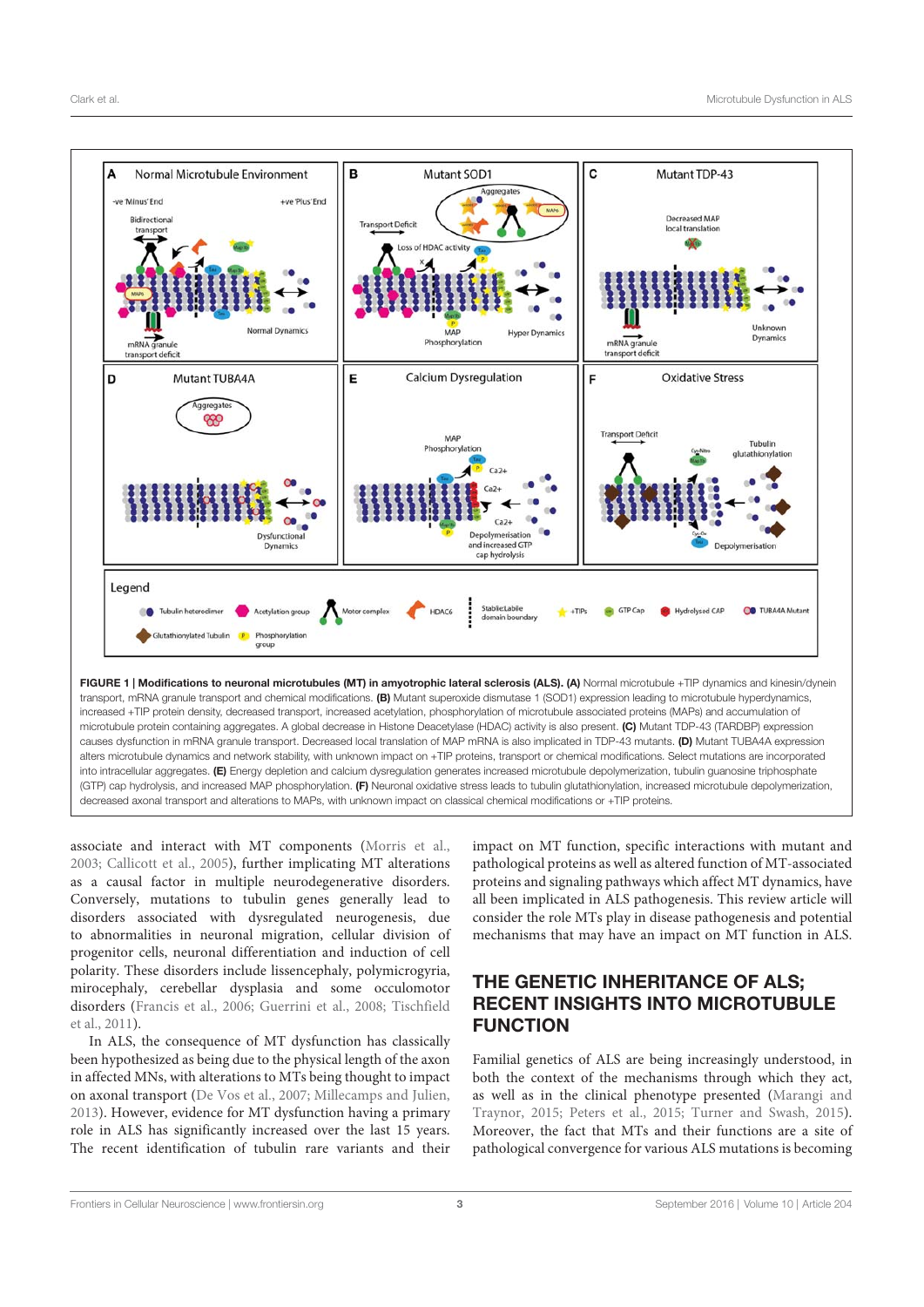**FIGURE 1 | Modifications to neuronal microtubules (MT) in amyotrophic lateral sclerosis (ALS). (A)** Normal microtubule +TIP dynamics and kinesin/dynein transport, mRNA granule transport and chemical modifications. **(B)** Mutant superoxide dismutase 1 (SOD1) expression leading to microtubule hyperdynamics, increased +TIP protein density, decreased transport, increased acetylation, phosphorylation of microtubule associated proteins (MAPs) and accumulation of microtubule protein containing aggregates. A global decrease in Histone Deacetylase (HDAC) activity is also present. **(C)** Mutant TDP-43 (TARDBP) expression causes dysfunction in mRNA granule transport. Decreased local translation of MAP mRNA is also implicated in TDP-43 mutants. **(D)** Mutant TUBA4A expression alters microtubule dynamics and network stability, with unknown impact on +TIP proteins, transport or chemical modifications. Select mutations are incorporated into intracellular aggregates. **(E)** Energy depletion and calcium dysregulation generates increased microtubule depolymerization, tubulin guanosine triphosphate (GTP) cap hydrolysis, and increased MAP phosphorylation. **(F)** Neuronal oxidative stress leads to tubulin glutathionylation, increased microtubule depolymerization, decreased axonal transport and alterations to MAPs, with unknown impact on classical chemical modifications or +TIP proteins.

associate and interact with MT components (Morris et al., 2003; Callicott et al., 2005), further implicating MT alterations as a causal factor in multiple neurodegenerative disorders. Conversely, mutations to tubulin genes generally lead to disorders associated with dysregulated neurogenesis, due to abnormalities in neuronal migration, cellular division of progenitor cells, neuronal differentiation and induction of cell polarity. These disorders include lissencephaly, polymicrogyria, mirocephaly, cerebellar dysplasia and some occulomotor disorders (Francis et al., 2006; Guerrini et al., 2008; Tischfield et al., 2011).

In ALS, the consequence of MT dysfunction has classically been hypothesized as being due to the physical length of the axon in affected MNs, with alterations to MTs being thought to impact on axonal transport (De Vos et al., 2007; Millecamps and Julien, 2013). However, evidence for MT dysfunction having a primary role in ALS has significantly increased over the last 15 years. The recent identification of tubulin rare variants and their impact on MT function, specific interactions with mutant and pathological proteins as well as altered function of MT-associated proteins and signaling pathways which affect MT dynamics, have all been implicated in ALS pathogenesis. This review article will consider the role MTs play in disease pathogenesis and potential mechanisms that may have an impact on MT function in ALS.

## THE GENETIC INHERITANCE OF ALS; RECENT INSIGHTS INTO MICROTUBULE FUNCTION

Familial genetics of ALS are being increasingly understood, in both the context of the mechanisms through which they act, as well as in the clinical phenotype presented (Marangi and Traynor, 2015; Peters et al., 2015; Turner and Swash, 2015). Moreover, the fact that MTs and their functions are a site of pathological convergence for various ALS mutations is becoming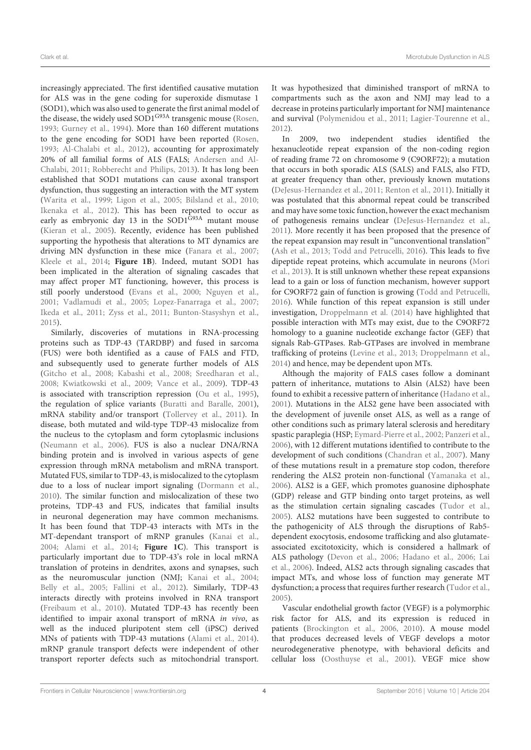increasingly appreciated. The first identified causative mutation for ALS was in the gene coding for superoxide dismutase 1 (SOD1), which was also used to generate the first animal model of the disease, the widely used SOD1$^{G93A}$ transgenic mouse (Rosen, 1993; Gurney et al., 1994). More than 160 different mutations to the gene encoding for SOD1 have been reported (Rosen, 1993; Al-Chalabi et al., 2012), accounting for approximately 20% of all familial forms of ALS (FALS; Andersen and Al-Chalabi, 2011; Robberecht and Philips, 2013). It has long been established that SOD1 mutations can cause axonal transport dysfunction, thus suggesting an interaction with the MT system (Warita et al., 1999; Ligon et al., 2005; Bilsland et al., 2010; Ikenaka et al., 2012). This has been reported to occur as early as embryonic day 13 in the SOD1$^{G93A}$ mutant mouse (Kieran et al., 2005). Recently, evidence has been published supporting the hypothesis that alterations to MT dynamics are driving MN dysfunction in these mice (Fanara et al., 2007; Kleele et al., 2014; **Figure 1B**). Indeed, mutant SOD1 has been implicated in the alteration of signaling cascades that may affect proper MT functioning, however, this process is still poorly understood (Evans et al., 2000; Nguyen et al., 2001; Vadlamudi et al., 2005; Lopez-Fanarraga et al., 2007; Ikeda et al., 2011; Zyss et al., 2011; Bunton-Stasyshyn et al., 2015).

Similarly, discoveries of mutations in RNA-processing proteins such as TDP-43 (TARDBP) and fused in sarcoma (FUS) were both identified as a cause of FALS and FTD, and subsequently used to generate further models of ALS (Gitcho et al., 2008; Kabashi et al., 2008; Sreedharan et al., 2008; Kwiatkowski et al., 2009; Vance et al., 2009). TDP-43 is associated with transcription repression (Ou et al., 1995), the regulation of splice variants (Buratti and Baralle, 2001), mRNA stability and/or transport (Tollervey et al., 2011). In disease, both mutated and wild-type TDP-43 mislocalize from the nucleus to the cytoplasm and form cytoplasmic inclusions (Neumann et al., 2006). FUS is also a nuclear DNA/RNA binding protein and is involved in various aspects of gene expression through mRNA metabolism and mRNA transport. Mutated FUS, similar to TDP-43, is mislocalized to the cytoplasm due to a loss of nuclear import signaling (Dormann et al., 2010). The similar function and mislocalization of these two proteins, TDP-43 and FUS, indicates that familial insults in neuronal degeneration may have common mechanisms. It has been found that TDP-43 interacts with MTs in the MT-dependant transport of mRNP granules (Kanai et al., 2004; Alami et al., 2014; **Figure 1C**). This transport is particularly important due to TDP-43's role in local mRNA translation of proteins in dendrites, axons and synapses, such as the neuromuscular junction (NMJ; Kanai et al., 2004; Belly et al., 2005; Fallini et al., 2012). Similarly, TDP-43 interacts directly with proteins involved in RNA transport (Freibaum et al., 2010). Mutated TDP-43 has recently been identified to impair axonal transport of mRNA *in vivo*, as well as the induced pluripotent stem cell (iPSC) derived MNs of patients with TDP-43 mutations (Alami et al., 2014). mRNP granule transport defects were independent of other transport reporter defects such as mitochondrial transport. It was hypothesized that diminished transport of mRNA to compartments such as the axon and NMJ may lead to a decrease in proteins particularly important for NMJ maintenance and survival (Polymenidou et al., 2011; Lagier-Tourenne et al., 2012).

In 2009, two independent studies identified the hexanucleotide repeat expansion of the non-coding region of reading frame 72 on chromosome 9 (C9ORF72); a mutation that occurs in both sporadic ALS (SALS) and FALS, also FTD, at greater frequency than other, previously known mutations (DeJesus-Hernandez et al., 2011; Renton et al., 2011). Initially it was postulated that this abnormal repeat could be transcribed and may have some toxic function, however the exact mechanism of pathogenesis remains unclear (DeJesus-Hernandez et al., 2011). More recently it has been proposed that the presence of the repeat expansion may result in "unconventional translation" (Ash et al., 2013; Todd and Petrucelli, 2016). This leads to five dipeptide repeat proteins, which accumulate in neurons (Mori et al., 2013). It is still unknown whether these repeat expansions lead to a gain or loss of function mechanism, however support for C9ORF72 gain of function is growing (Todd and Petrucelli, 2016). While function of this repeat expansion is still under investigation, Droppelmann et al. (2014) have highlighted that possible interaction with MTs may exist, due to the C9ORF72 homology to a guanine nucleotide exchange factor (GEF) that signals Rab-GTPases. Rab-GTPases are involved in membrane trafficking of proteins (Levine et al., 2013; Droppelmann et al., 2014) and hence, may be dependent upon MTs.

Although the majority of FALS cases follow a dominant pattern of inheritance, mutations to Alsin (ALS2) have been found to exhibit a recessive pattern of inheritance (Hadano et al., 2001). Mutations in the ALS2 gene have been associated with the development of juvenile onset ALS, as well as a range of other conditions such as primary lateral sclerosis and hereditary spastic paraplegia (HSP; Eymard-Pierre et al., 2002; Panzeri et al., 2006), with 12 different mutations identified to contribute to the development of such conditions (Chandran et al., 2007). Many of these mutations result in a premature stop codon, therefore rendering the ALS2 protein non-functional (Yamanaka et al., 2006). ALS2 is a GEF, which promotes guanosine diphosphate (GDP) release and GTP binding onto target proteins, as well as the stimulation certain signaling cascades (Tudor et al., 2005). ALS2 mutations have been suggested to contribute to the pathogenicity of ALS through the disruptions of Rab5-dependent exocytosis, endosome trafficking and also glutamate-associated excitotoxicity, which is considered a hallmark of ALS pathology (Devon et al., 2006; Hadano et al., 2006; Lai et al., 2006). Indeed, ALS2 acts through signaling cascades that impact MTs, and whose loss of function may generate MT dysfunction; a process that requires further research (Tudor et al., 2005).

Vascular endothelial growth factor (VEGF) is a polymorphic risk factor for ALS, and its expression is reduced in patients (Brockington et al., 2006, 2010). A mouse model that produces decreased levels of VEGF develops a motor neurodegenerative phenotype, with behavioral deficits and cellular loss (Oosthuyse et al., 2001). VEGF mice show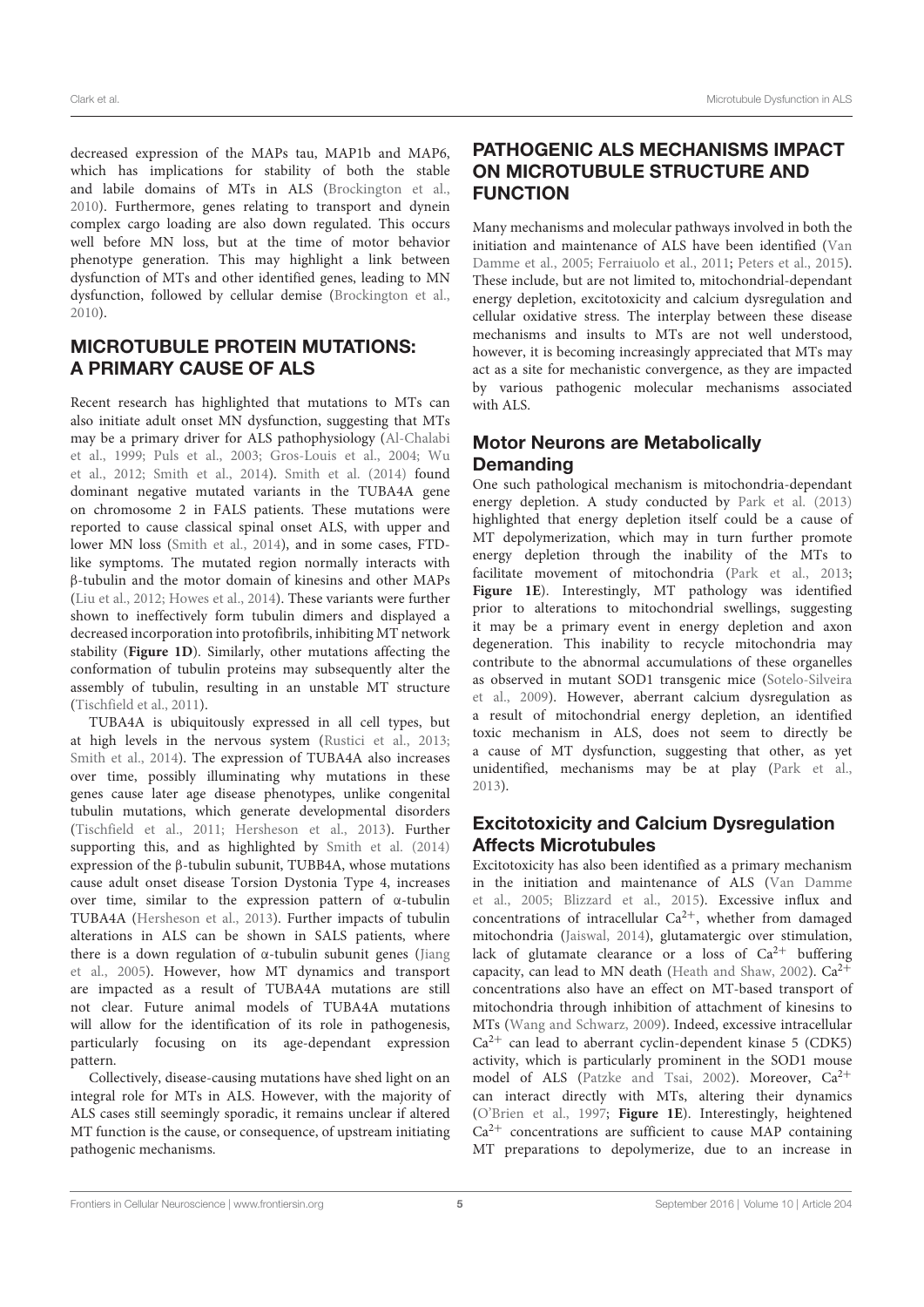decreased expression of the MAPs tau, MAP1b and MAP6, which has implications for stability of both the stable and labile domains of MTs in ALS (Brockington et al., 2010). Furthermore, genes relating to transport and dynein complex cargo loading are also down regulated. This occurs well before MN loss, but at the time of motor behavior phenotype generation. This may highlight a link between dysfunction of MTs and other identified genes, leading to MN dysfunction, followed by cellular demise (Brockington et al., 2010).

## MICROTUBULE PROTEIN MUTATIONS: A PRIMARY CAUSE OF ALS

Recent research has highlighted that mutations to MTs can also initiate adult onset MN dysfunction, suggesting that MTs may be a primary driver for ALS pathophysiology (Al-Chalabi et al., 1999; Puls et al., 2003; Gros-Louis et al., 2004; Wu et al., 2012; Smith et al., 2014). Smith et al. (2014) found dominant negative mutated variants in the TUBA4A gene on chromosome 2 in FALS patients. These mutations were reported to cause classical spinal onset ALS, with upper and lower MN loss (Smith et al., 2014), and in some cases, FTD-like symptoms. The mutated region normally interacts with β-tubulin and the motor domain of kinesins and other MAPs (Liu et al., 2012; Howes et al., 2014). These variants were further shown to ineffectively form tubulin dimers and displayed a decreased incorporation into protofibrils, inhibiting MT network stability (**Figure 1D**). Similarly, other mutations affecting the conformation of tubulin proteins may subsequently alter the assembly of tubulin, resulting in an unstable MT structure (Tischfield et al., 2011).

TUBA4A is ubiquitously expressed in all cell types, but at high levels in the nervous system (Rustici et al., 2013; Smith et al., 2014). The expression of TUBA4A also increases over time, possibly illuminating why mutations in these genes cause later age disease phenotypes, unlike congenital tubulin mutations, which generate developmental disorders (Tischfield et al., 2011; Hersheson et al., 2013). Further supporting this, and as highlighted by Smith et al. (2014) expression of the β-tubulin subunit, TUBB4A, whose mutations cause adult onset disease Torsion Dystonia Type 4, increases over time, similar to the expression pattern of α-tubulin TUBA4A (Hersheson et al., 2013). Further impacts of tubulin alterations in ALS can be shown in SALS patients, where there is a down regulation of α-tubulin subunit genes (Jiang et al., 2005). However, how MT dynamics and transport are impacted as a result of TUBA4A mutations are still not clear. Future animal models of TUBA4A mutations will allow for the identification of its role in pathogenesis, particularly focusing on its age-dependant expression pattern.

Collectively, disease-causing mutations have shed light on an integral role for MTs in ALS. However, with the majority of ALS cases still seemingly sporadic, it remains unclear if altered MT function is the cause, or consequence, of upstream initiating pathogenic mechanisms.

## PATHOGENIC ALS MECHANISMS IMPACT ON MICROTUBULE STRUCTURE AND FUNCTION

Many mechanisms and molecular pathways involved in both the initiation and maintenance of ALS have been identified (Van Damme et al., 2005; Ferraiuolo et al., 2011; Peters et al., 2015). These include, but are not limited to, mitochondrial-dependant energy depletion, excitotoxicity and calcium dysregulation and cellular oxidative stress. The interplay between these disease mechanisms and insults to MTs are not well understood, however, it is becoming increasingly appreciated that MTs may act as a site for mechanistic convergence, as they are impacted by various pathogenic molecular mechanisms associated with ALS.

### Motor Neurons are Metabolically Demanding

One such pathological mechanism is mitochondria-dependant energy depletion. A study conducted by Park et al. (2013) highlighted that energy depletion itself could be a cause of MT depolymerization, which may in turn further promote energy depletion through the inability of the MTs to facilitate movement of mitochondria (Park et al., 2013; **Figure 1E**). Interestingly, MT pathology was identified prior to alterations to mitochondrial swellings, suggesting it may be a primary event in energy depletion and axon degeneration. This inability to recycle mitochondria may contribute to the abnormal accumulations of these organelles as observed in mutant SOD1 transgenic mice (Sotelo-Silveira et al., 2009). However, aberrant calcium dysregulation as a result of mitochondrial energy depletion, an identified toxic mechanism in ALS, does not seem to directly be a cause of MT dysfunction, suggesting that other, as yet unidentified, mechanisms may be at play (Park et al., 2013).

### Excitotoxicity and Calcium Dysregulation Affects Microtubules

Excitotoxicity has also been identified as a primary mechanism in the initiation and maintenance of ALS (Van Damme et al., 2005; Blizzard et al., 2015). Excessive influx and concentrations of intracellular $Ca^{2+}$, whether from damaged mitochondria (Jaiswal, 2014), glutamatergic over stimulation, lack of glutamate clearance or a loss of $Ca^{2+}$ buffering capacity, can lead to MN death (Heath and Shaw, 2002). $Ca^{2+}$ concentrations also have an effect on MT-based transport of mitochondria through inhibition of attachment of kinesins to MTs (Wang and Schwarz, 2009). Indeed, excessive intracellular $Ca^{2+}$ can lead to aberrant cyclin-dependent kinase 5 (CDK5) activity, which is particularly prominent in the SOD1 mouse model of ALS (Patzke and Tsai, 2002). Moreover, $Ca^{2+}$ can interact directly with MTs, altering their dynamics (O'Brien et al., 1997; **Figure 1E**). Interestingly, heightened $Ca^{2+}$ concentrations are sufficient to cause MAP containing MT preparations to depolymerize, due to an increase in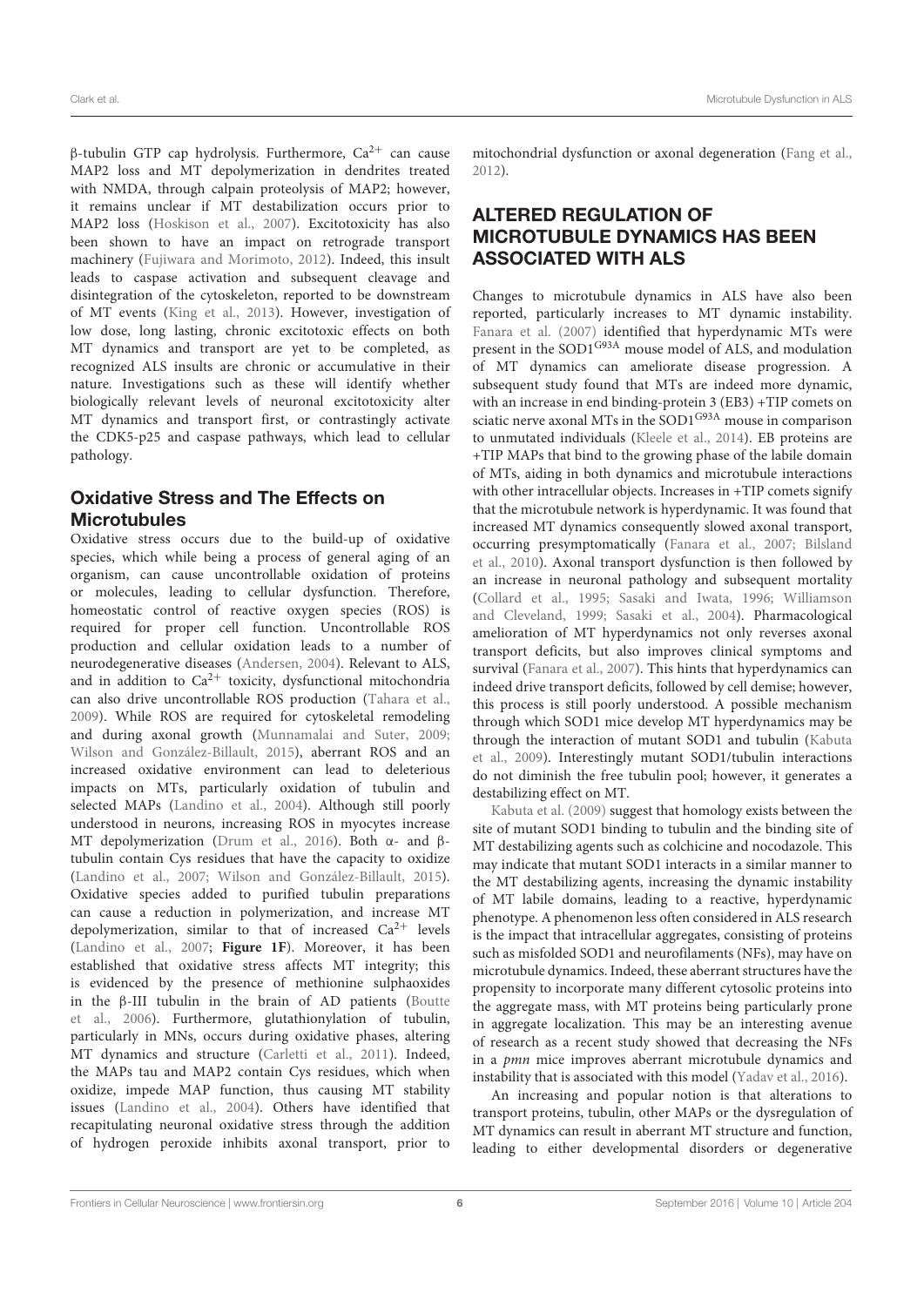β-tubulin GTP cap hydrolysis. Furthermore, $Ca^{2+}$ can cause MAP2 loss and MT depolymerization in dendrites treated with NMDA, through calpain proteolysis of MAP2; however, it remains unclear if MT destabilization occurs prior to MAP2 loss (Hoskison et al., 2007). Excitotoxicity has also been shown to have an impact on retrograde transport machinery (Fujiwara and Morimoto, 2012). Indeed, this insult leads to caspase activation and subsequent cleavage and disintegration of the cytoskeleton, reported to be downstream of MT events (King et al., 2013). However, investigation of low dose, long lasting, chronic excitotoxic effects on both MT dynamics and transport are yet to be completed, as recognized ALS insults are chronic or accumulative in their nature. Investigations such as these will identify whether biologically relevant levels of neuronal excitotoxicity alter MT dynamics and transport first, or contrastingly activate the CDK5-p25 and caspase pathways, which lead to cellular pathology.

### Oxidative Stress and The Effects on Microtubules

Oxidative stress occurs due to the build-up of oxidative species, which while being a process of general aging of an organism, can cause uncontrollable oxidation of proteins or molecules, leading to cellular dysfunction. Therefore, homeostatic control of reactive oxygen species (ROS) is required for proper cell function. Uncontrollable ROS production and cellular oxidation leads to a number of neurodegenerative diseases (Andersen, 2004). Relevant to ALS, and in addition to $Ca^{2+}$ toxicity, dysfunctional mitochondria can also drive uncontrollable ROS production (Tahara et al., 2009). While ROS are required for cytoskeletal remodeling and during axonal growth (Munnamalai and Suter, 2009; Wilson and González-Billault, 2015), aberrant ROS and an increased oxidative environment can lead to deleterious impacts on MTs, particularly oxidation of tubulin and selected MAPs (Landino et al., 2004). Although still poorly understood in neurons, increasing ROS in myocytes increase MT depolymerization (Drum et al., 2016). Both α- and β-tubulin contain Cys residues that have the capacity to oxidize (Landino et al., 2007; Wilson and González-Billault, 2015). Oxidative species added to purified tubulin preparations can cause a reduction in polymerization, and increase MT depolymerization, similar to that of increased $Ca^{2+}$ levels (Landino et al., 2007; **Figure 1F**). Moreover, it has been established that oxidative stress affects MT integrity; this is evidenced by the presence of methionine sulphaoxides in the β-III tubulin in the brain of AD patients (Boutte et al., 2006). Furthermore, glutathionylation of tubulin, particularly in MNs, occurs during oxidative phases, altering MT dynamics and structure (Carletti et al., 2011). Indeed, the MAPs tau and MAP2 contain Cys residues, which when oxidize, impede MAP function, thus causing MT stability issues (Landino et al., 2004). Others have identified that recapitulating neuronal oxidative stress through the addition of hydrogen peroxide inhibits axonal transport, prior to mitochondrial dysfunction or axonal degeneration (Fang et al., 2012).

## ALTERED REGULATION OF MICROTUBULE DYNAMICS HAS BEEN ASSOCIATED WITH ALS

Changes to microtubule dynamics in ALS have also been reported, particularly increases to MT dynamic instability. Fanara et al. (2007) identified that hyperdynamic MTs were present in the $SOD1^{G93A}$ mouse model of ALS, and modulation of MT dynamics can ameliorate disease progression. A subsequent study found that MTs are indeed more dynamic, with an increase in end binding-protein 3 (EB3) +TIP comets on sciatic nerve axonal MTs in the $SOD1^{G93A}$ mouse in comparison to unmutated individuals (Kleele et al., 2014). EB proteins are +TIP MAPs that bind to the growing phase of the labile domain of MTs, aiding in both dynamics and microtubule interactions with other intracellular objects. Increases in +TIP comets signify that the microtubule network is hyperdynamic. It was found that increased MT dynamics consequently slowed axonal transport, occurring presymptomatically (Fanara et al., 2007; Bilsland et al., 2010). Axonal transport dysfunction is then followed by an increase in neuronal pathology and subsequent mortality (Collard et al., 1995; Sasaki and Iwata, 1996; Williamson and Cleveland, 1999; Sasaki et al., 2004). Pharmacological amelioration of MT hyperdynamics not only reverses axonal transport deficits, but also improves clinical symptoms and survival (Fanara et al., 2007). This hints that hyperdynamics can indeed drive transport deficits, followed by cell demise; however, this process is still poorly understood. A possible mechanism through which SOD1 mice develop MT hyperdynamics may be through the interaction of mutant SOD1 and tubulin (Kabuta et al., 2009). Interestingly mutant SOD1/tubulin interactions do not diminish the free tubulin pool; however, it generates a destabilizing effect on MT.

Kabuta et al. (2009) suggest that homology exists between the site of mutant SOD1 binding to tubulin and the binding site of MT destabilizing agents such as colchicine and nocodazole. This may indicate that mutant SOD1 interacts in a similar manner to the MT destabilizing agents, increasing the dynamic instability of MT labile domains, leading to a reactive, hyperdynamic phenotype. A phenomenon less often considered in ALS research is the impact that intracellular aggregates, consisting of proteins such as misfolded SOD1 and neurofilaments (NFs), may have on microtubule dynamics. Indeed, these aberrant structures have the propensity to incorporate many different cytosolic proteins into the aggregate mass, with MT proteins being particularly prone in aggregate localization. This may be an interesting avenue of research as a recent study showed that decreasing the NFs in a *pmn* mice improves aberrant microtubule dynamics and instability that is associated with this model (Yadav et al., 2016).

An increasing and popular notion is that alterations to transport proteins, tubulin, other MAPs or the dysregulation of MT dynamics can result in aberrant MT structure and function, leading to either developmental disorders or degenerative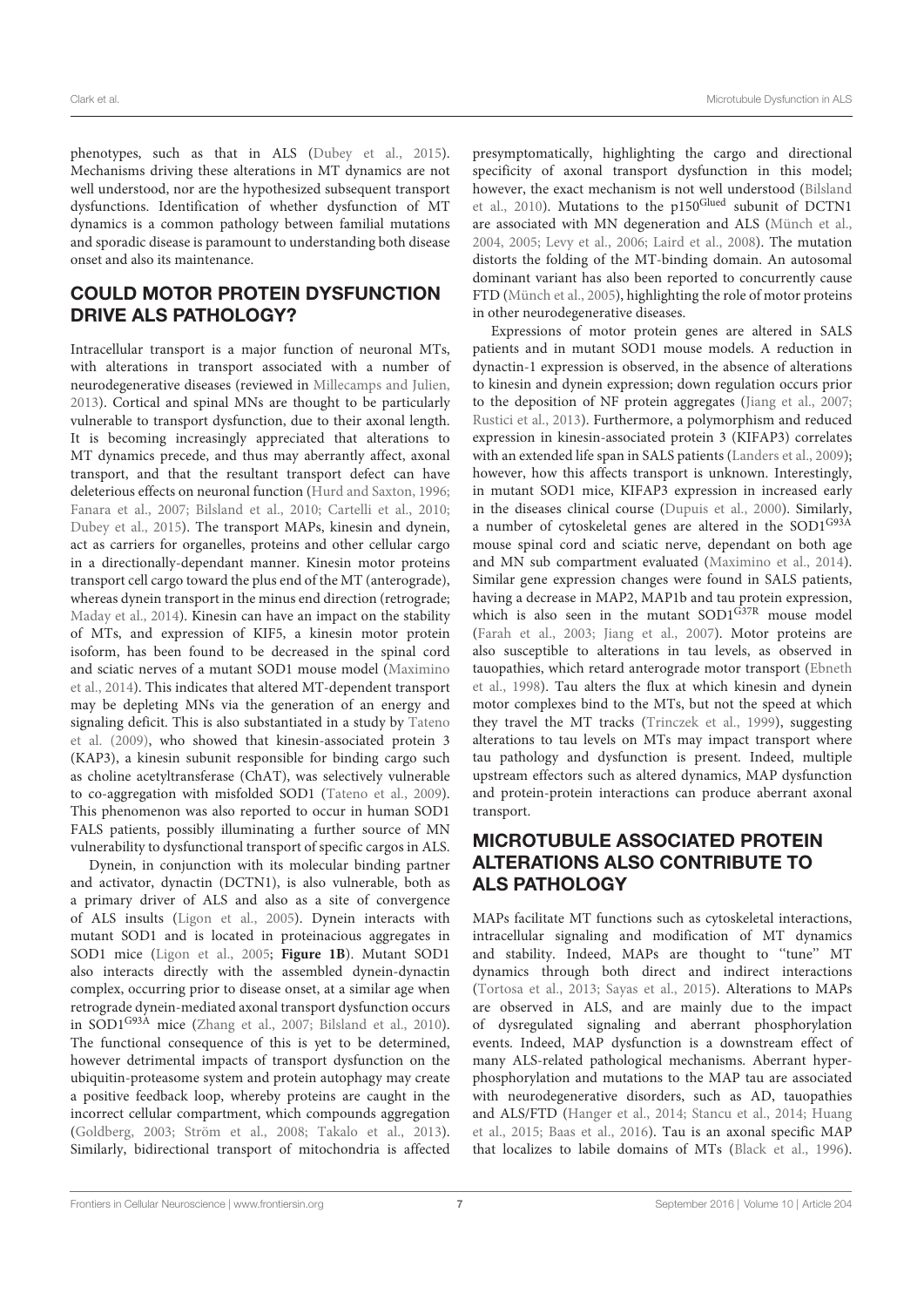phenotypes, such as that in ALS (Dubey et al., 2015). Mechanisms driving these alterations in MT dynamics are not well understood, nor are the hypothesized subsequent transport dysfunctions. Identification of whether dysfunction of MT dynamics is a common pathology between familial mutations and sporadic disease is paramount to understanding both disease onset and also its maintenance.

## COULD MOTOR PROTEIN DYSFUNCTION DRIVE ALS PATHOLOGY?

Intracellular transport is a major function of neuronal MTs, with alterations in transport associated with a number of neurodegenerative diseases (reviewed in Millecamps and Julien, 2013). Cortical and spinal MNs are thought to be particularly vulnerable to transport dysfunction, due to their axonal length. It is becoming increasingly appreciated that alterations to MT dynamics precede, and thus may aberrantly affect, axonal transport, and that the resultant transport defect can have deleterious effects on neuronal function (Hurd and Saxton, 1996; Fanara et al., 2007; Bilsland et al., 2010; Cartelli et al., 2010; Dubey et al., 2015). The transport MAPs, kinesin and dynein, act as carriers for organelles, proteins and other cellular cargo in a directionally-dependant manner. Kinesin motor proteins transport cell cargo toward the plus end of the MT (anterograde), whereas dynein transport in the minus end direction (retrograde; Maday et al., 2014). Kinesin can have an impact on the stability of MTs, and expression of KIF5, a kinesin motor protein isoform, has been found to be decreased in the spinal cord and sciatic nerves of a mutant SOD1 mouse model (Maximino et al., 2014). This indicates that altered MT-dependent transport may be depleting MNs via the generation of an energy and signaling deficit. This is also substantiated in a study by Tateno et al. (2009), who showed that kinesin-associated protein 3 (KAP3), a kinesin subunit responsible for binding cargo such as choline acetyltransferase (ChAT), was selectively vulnerable to co-aggregation with misfolded SOD1 (Tateno et al., 2009). This phenomenon was also reported to occur in human SOD1 FALS patients, possibly illuminating a further source of MN vulnerability to dysfunctional transport of specific cargos in ALS.

Dynein, in conjunction with its molecular binding partner and activator, dynactin (DCTN1), is also vulnerable, both as a primary driver of ALS and also as a site of convergence of ALS insults (Ligon et al., 2005). Dynein interacts with mutant SOD1 and is located in proteinacious aggregates in SOD1 mice (Ligon et al., 2005; **Figure 1B**). Mutant SOD1 also interacts directly with the assembled dynein-dynactin complex, occurring prior to disease onset, at a similar age when retrograde dynein-mediated axonal transport dysfunction occurs in SOD1$^{G93A}$ mice (Zhang et al., 2007; Bilsland et al., 2010). The functional consequence of this is yet to be determined, however detrimental impacts of transport dysfunction on the ubiquitin-proteasome system and protein autophagy may create a positive feedback loop, whereby proteins are caught in the incorrect cellular compartment, which compounds aggregation (Goldberg, 2003; Ström et al., 2008; Takalo et al., 2013). Similarly, bidirectional transport of mitochondria is affected presymptomatically, highlighting the cargo and directional specificity of axonal transport dysfunction in this model; however, the exact mechanism is not well understood (Bilsland et al., 2010). Mutations to the p150$^{Glued}$ subunit of DCTN1 are associated with MN degeneration and ALS (Münch et al., 2004, 2005; Levy et al., 2006; Laird et al., 2008). The mutation distorts the folding of the MT-binding domain. An autosomal dominant variant has also been reported to concurrently cause FTD (Münch et al., 2005), highlighting the role of motor proteins in other neurodegenerative diseases.

Expressions of motor protein genes are altered in SALS patients and in mutant SOD1 mouse models. A reduction in dynactin-1 expression is observed, in the absence of alterations to kinesin and dynein expression; down regulation occurs prior to the deposition of NF protein aggregates (Jiang et al., 2007; Rustici et al., 2013). Furthermore, a polymorphism and reduced expression in kinesin-associated protein 3 (KIFAP3) correlates with an extended life span in SALS patients (Landers et al., 2009); however, how this affects transport is unknown. Interestingly, in mutant SOD1 mice, KIFAP3 expression in increased early in the diseases clinical course (Dupuis et al., 2000). Similarly, a number of cytoskeletal genes are altered in the SOD1$^{G93A}$ mouse spinal cord and sciatic nerve, dependant on both age and MN sub compartment evaluated (Maximino et al., 2014). Similar gene expression changes were found in SALS patients, having a decrease in MAP2, MAP1b and tau protein expression, which is also seen in the mutant SOD1$^{G37R}$ mouse model (Farah et al., 2003; Jiang et al., 2007). Motor proteins are also susceptible to alterations in tau levels, as observed in tauopathies, which retard anterograde motor transport (Ebneth et al., 1998). Tau alters the flux at which kinesin and dynein motor complexes bind to the MTs, but not the speed at which they travel the MT tracks (Trinczek et al., 1999), suggesting alterations to tau levels on MTs may impact transport where tau pathology and dysfunction is present. Indeed, multiple upstream effectors such as altered dynamics, MAP dysfunction and protein-protein interactions can produce aberrant axonal transport.

## MICROTUBULE ASSOCIATED PROTEIN ALTERATIONS ALSO CONTRIBUTE TO ALS PATHOLOGY

MAPs facilitate MT functions such as cytoskeletal interactions, intracellular signaling and modification of MT dynamics and stability. Indeed, MAPs are thought to "tune" MT dynamics through both direct and indirect interactions (Tortosa et al., 2013; Sayas et al., 2015). Alterations to MAPs are observed in ALS, and are mainly due to the impact of dysregulated signaling and aberrant phosphorylation events. Indeed, MAP dysfunction is a downstream effect of many ALS-related pathological mechanisms. Aberrant hyper-phosphorylation and mutations to the MAP tau are associated with neurodegenerative disorders, such as AD, tauopathies and ALS/FTD (Hanger et al., 2014; Stancu et al., 2014; Huang et al., 2015; Baas et al., 2016). Tau is an axonal specific MAP that localizes to labile domains of MTs (Black et al., 1996).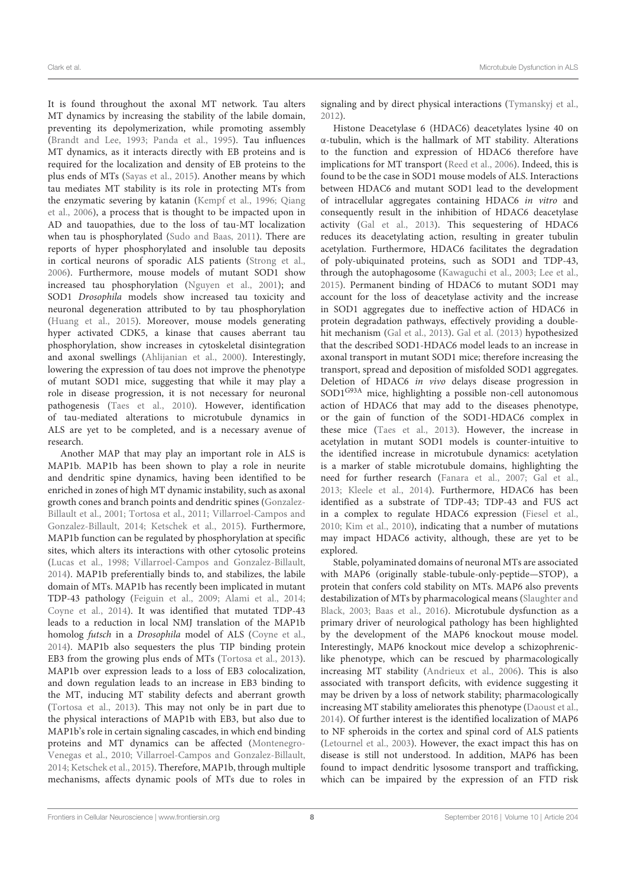It is found throughout the axonal MT network. Tau alters MT dynamics by increasing the stability of the labile domain, preventing its depolymerization, while promoting assembly (Brandt and Lee, 1993; Panda et al., 1995). Tau influences MT dynamics, as it interacts directly with EB proteins and is required for the localization and density of EB proteins to the plus ends of MTs (Sayas et al., 2015). Another means by which tau mediates MT stability is its role in protecting MTs from the enzymatic severing by katanin (Kempf et al., 1996; Qiang et al., 2006), a process that is thought to be impacted upon in AD and tauopathies, due to the loss of tau-MT localization when tau is phosphorylated (Sudo and Baas, 2011). There are reports of hyper phosphorylated and insoluble tau deposits in cortical neurons of sporadic ALS patients (Strong et al., 2006). Furthermore, mouse models of mutant SOD1 show increased tau phosphorylation (Nguyen et al., 2001); and SOD1 *Drosophila* models show increased tau toxicity and neuronal degeneration attributed to by tau phosphorylation (Huang et al., 2015). Moreover, mouse models generating hyper activated CDK5, a kinase that causes aberrant tau phosphorylation, show increases in cytoskeletal disintegration and axonal swellings (Ahlijanian et al., 2000). Interestingly, lowering the expression of tau does not improve the phenotype of mutant SOD1 mice, suggesting that while it may play a role in disease progression, it is not necessary for neuronal pathogenesis (Taes et al., 2010). However, identification of tau-mediated alterations to microtubule dynamics in ALS are yet to be completed, and is a necessary avenue of research.

Another MAP that may play an important role in ALS is MAP1b. MAP1b has been shown to play a role in neurite and dendritic spine dynamics, having been identified to be enriched in zones of high MT dynamic instability, such as axonal growth cones and branch points and dendritic spines (Gonzalez-Billault et al., 2001; Tortosa et al., 2011; Villarroel-Campos and Gonzalez-Billault, 2014; Ketschek et al., 2015). Furthermore, MAP1b function can be regulated by phosphorylation at specific sites, which alters its interactions with other cytosolic proteins (Lucas et al., 1998; Villarroel-Campos and Gonzalez-Billault, 2014). MAP1b preferentially binds to, and stabilizes, the labile domain of MTs. MAP1b has recently been implicated in mutant TDP-43 pathology (Feiguin et al., 2009; Alami et al., 2014; Coyne et al., 2014). It was identified that mutated TDP-43 leads to a reduction in local NMJ translation of the MAP1b homolog *futsch* in a *Drosophila* model of ALS (Coyne et al., 2014). MAP1b also sequesters the plus TIP binding protein EB3 from the growing plus ends of MTs (Tortosa et al., 2013). MAP1b over expression leads to a loss of EB3 colocalization, and down regulation leads to an increase in EB3 binding to the MT, inducing MT stability defects and aberrant growth (Tortosa et al., 2013). This may not only be in part due to the physical interactions of MAP1b with EB3, but also due to MAP1b's role in certain signaling cascades, in which end binding proteins and MT dynamics can be affected (Montenegro-Venegas et al., 2010; Villarroel-Campos and Gonzalez-Billault, 2014; Ketschek et al., 2015). Therefore, MAP1b, through multiple mechanisms, affects dynamic pools of MTs due to roles in signaling and by direct physical interactions (Tymanskyj et al., 2012).

Histone Deacetylase 6 (HDAC6) deacetylates lysine 40 on α-tubulin, which is the hallmark of MT stability. Alterations to the function and expression of HDAC6 therefore have implications for MT transport (Reed et al., 2006). Indeed, this is found to be the case in SOD1 mouse models of ALS. Interactions between HDAC6 and mutant SOD1 lead to the development of intracellular aggregates containing HDAC6 *in vitro* and consequently result in the inhibition of HDAC6 deacetylase activity (Gal et al., 2013). This sequestering of HDAC6 reduces its deacetylating action, resulting in greater tubulin acetylation. Furthermore, HDAC6 facilitates the degradation of poly-ubiquinated proteins, such as SOD1 and TDP-43, through the autophagosome (Kawaguchi et al., 2003; Lee et al., 2015). Permanent binding of HDAC6 to mutant SOD1 may account for the loss of deacetylase activity and the increase in SOD1 aggregates due to ineffective action of HDAC6 in protein degradation pathways, effectively providing a double-hit mechanism (Gal et al., 2013). Gal et al. (2013) hypothesized that the described SOD1-HDAC6 model leads to an increase in axonal transport in mutant SOD1 mice; therefore increasing the transport, spread and deposition of misfolded SOD1 aggregates. Deletion of HDAC6 *in vivo* delays disease progression in $SOD1^{G93A}$ mice, highlighting a possible non-cell autonomous action of HDAC6 that may add to the diseases phenotype, or the gain of function of the SOD1-HDAC6 complex in these mice (Taes et al., 2013). However, the increase in acetylation in mutant SOD1 models is counter-intuitive to the identified increase in microtubule dynamics: acetylation is a marker of stable microtubule domains, highlighting the need for further research (Fanara et al., 2007; Gal et al., 2013; Kleele et al., 2014). Furthermore, HDAC6 has been identified as a substrate of TDP-43; TDP-43 and FUS act in a complex to regulate HDAC6 expression (Fiesel et al., 2010; Kim et al., 2010), indicating that a number of mutations may impact HDAC6 activity, although, these are yet to be explored.

Stable, polyaminated domains of neuronal MTs are associated with MAP6 (originally stable-tubule-only-peptide—STOP), a protein that confers cold stability on MTs. MAP6 also prevents destabilization of MTs by pharmacological means (Slaughter and Black, 2003; Baas et al., 2016). Microtubule dysfunction as a primary driver of neurological pathology has been highlighted by the development of the MAP6 knockout mouse model. Interestingly, MAP6 knockout mice develop a schizophrenic-like phenotype, which can be rescued by pharmacologically increasing MT stability (Andrieux et al., 2006). This is also associated with transport deficits, with evidence suggesting it may be driven by a loss of network stability; pharmacologically increasing MT stability ameliorates this phenotype (Daoust et al., 2014). Of further interest is the identified localization of MAP6 to NF spheroids in the cortex and spinal cord of ALS patients (Letournel et al., 2003). However, the exact impact this has on disease is still not understood. In addition, MAP6 has been found to impact dendritic lysosome transport and trafficking, which can be impaired by the expression of an FTD risk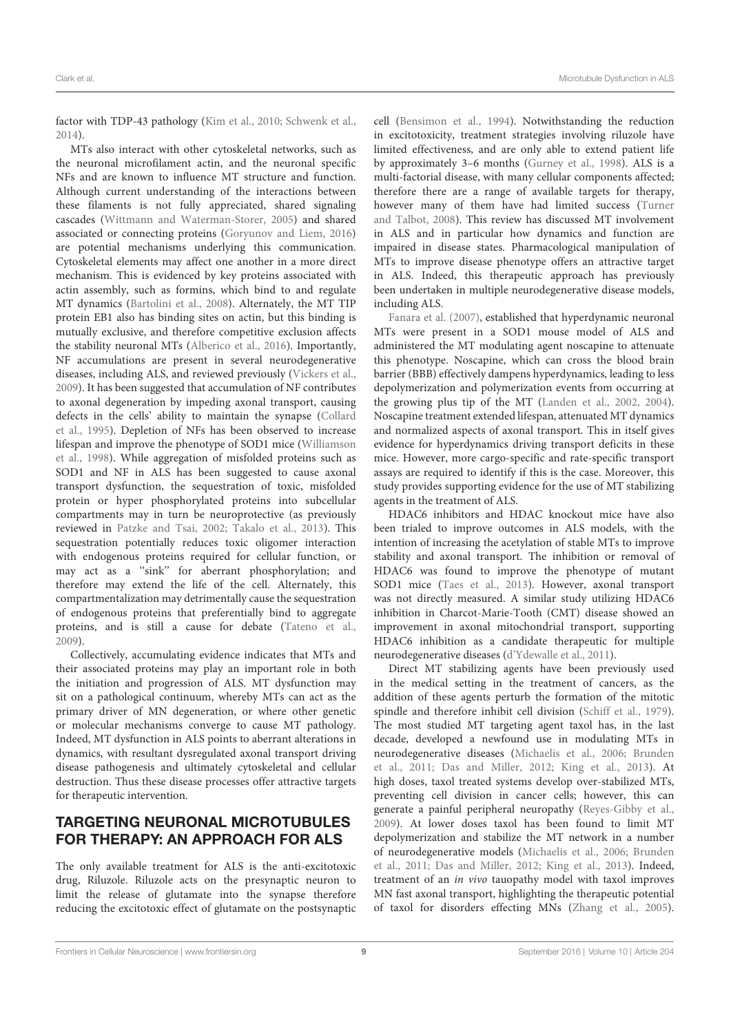factor with TDP-43 pathology (Kim et al., 2010; Schwenk et al., 2014).

MTs also interact with other cytoskeletal networks, such as the neuronal microfilament actin, and the neuronal specific NFs and are known to influence MT structure and function. Although current understanding of the interactions between these filaments is not fully appreciated, shared signaling cascades (Wittmann and Waterman-Storer, 2005) and shared associated or connecting proteins (Goryunov and Liem, 2016) are potential mechanisms underlying this communication. Cytoskeletal elements may affect one another in a more direct mechanism. This is evidenced by key proteins associated with actin assembly, such as formins, which bind to and regulate MT dynamics (Bartolini et al., 2008). Alternately, the MT TIP protein EB1 also has binding sites on actin, but this binding is mutually exclusive, and therefore competitive exclusion affects the stability neuronal MTs (Alberico et al., 2016). Importantly, NF accumulations are present in several neurodegenerative diseases, including ALS, and reviewed previously (Vickers et al., 2009). It has been suggested that accumulation of NF contributes to axonal degeneration by impeding axonal transport, causing defects in the cells' ability to maintain the synapse (Collard et al., 1995). Depletion of NFs has been observed to increase lifespan and improve the phenotype of SOD1 mice (Williamson et al., 1998). While aggregation of misfolded proteins such as SOD1 and NF in ALS has been suggested to cause axonal transport dysfunction, the sequestration of toxic, misfolded protein or hyper phosphorylated proteins into subcellular compartments may in turn be neuroprotective (as previously reviewed in Patzke and Tsai, 2002; Takalo et al., 2013). This sequestration potentially reduces toxic oligomer interaction with endogenous proteins required for cellular function, or may act as a "sink" for aberrant phosphorylation; and therefore may extend the life of the cell. Alternately, this compartmentalization may detrimentally cause the sequestration of endogenous proteins that preferentially bind to aggregate proteins, and is still a cause for debate (Tateno et al., 2009).

Collectively, accumulating evidence indicates that MTs and their associated proteins may play an important role in both the initiation and progression of ALS. MT dysfunction may sit on a pathological continuum, whereby MTs can act as the primary driver of MN degeneration, or where other genetic or molecular mechanisms converge to cause MT pathology. Indeed, MT dysfunction in ALS points to aberrant alterations in dynamics, with resultant dysregulated axonal transport driving disease pathogenesis and ultimately cytoskeletal and cellular destruction. Thus these disease processes offer attractive targets for therapeutic intervention.

## TARGETING NEURONAL MICROTUBULES FOR THERAPY: AN APPROACH FOR ALS

The only available treatment for ALS is the anti-excitotoxic drug, Riluzole. Riluzole acts on the presynaptic neuron to limit the release of glutamate into the synapse therefore reducing the excitotoxic effect of glutamate on the postsynaptic cell (Bensimon et al., 1994). Notwithstanding the reduction in excitotoxicity, treatment strategies involving riluzole have limited effectiveness, and are only able to extend patient life by approximately 3–6 months (Gurney et al., 1998). ALS is a multi-factorial disease, with many cellular components affected; therefore there are a range of available targets for therapy, however many of them have had limited success (Turner and Talbot, 2008). This review has discussed MT involvement in ALS and in particular how dynamics and function are impaired in disease states. Pharmacological manipulation of MTs to improve disease phenotype offers an attractive target in ALS. Indeed, this therapeutic approach has previously been undertaken in multiple neurodegenerative disease models, including ALS.

Fanara et al. (2007), established that hyperdynamic neuronal MTs were present in a SOD1 mouse model of ALS and administered the MT modulating agent noscapine to attenuate this phenotype. Noscapine, which can cross the blood brain barrier (BBB) effectively dampens hyperdynamics, leading to less depolymerization and polymerization events from occurring at the growing plus tip of the MT (Landen et al., 2002, 2004). Noscapine treatment extended lifespan, attenuated MT dynamics and normalized aspects of axonal transport. This in itself gives evidence for hyperdynamics driving transport deficits in these mice. However, more cargo-specific and rate-specific transport assays are required to identify if this is the case. Moreover, this study provides supporting evidence for the use of MT stabilizing agents in the treatment of ALS.

HDAC6 inhibitors and HDAC knockout mice have also been trialed to improve outcomes in ALS models, with the intention of increasing the acetylation of stable MTs to improve stability and axonal transport. The inhibition or removal of HDAC6 was found to improve the phenotype of mutant SOD1 mice (Taes et al., 2013). However, axonal transport was not directly measured. A similar study utilizing HDAC6 inhibition in Charcot-Marie-Tooth (CMT) disease showed an improvement in axonal mitochondrial transport, supporting HDAC6 inhibition as a candidate therapeutic for multiple neurodegenerative diseases (d'Ydewalle et al., 2011).

Direct MT stabilizing agents have been previously used in the medical setting in the treatment of cancers, as the addition of these agents perturb the formation of the mitotic spindle and therefore inhibit cell division (Schiff et al., 1979). The most studied MT targeting agent taxol has, in the last decade, developed a newfound use in modulating MTs in neurodegenerative diseases (Michaelis et al., 2006; Brunden et al., 2011; Das and Miller, 2012; King et al., 2013). At high doses, taxol treated systems develop over-stabilized MTs, preventing cell division in cancer cells; however, this can generate a painful peripheral neuropathy (Reyes-Gibby et al., 2009). At lower doses taxol has been found to limit MT depolymerization and stabilize the MT network in a number of neurodegenerative models (Michaelis et al., 2006; Brunden et al., 2011; Das and Miller, 2012; King et al., 2013). Indeed, treatment of an *in vivo* tauopathy model with taxol improves MN fast axonal transport, highlighting the therapeutic potential of taxol for disorders effecting MNs (Zhang et al., 2005).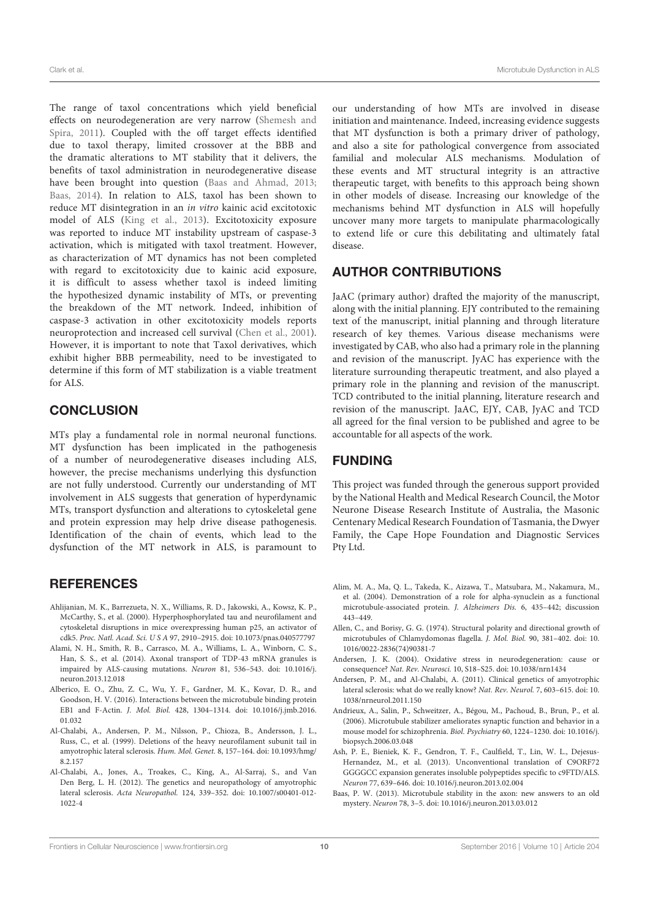The range of taxol concentrations which yield beneficial effects on neurodegeneration are very narrow (Shemesh and Spira, 2011). Coupled with the off target effects identified due to taxol therapy, limited crossover at the BBB and the dramatic alterations to MT stability that it delivers, the benefits of taxol administration in neurodegenerative disease have been brought into question (Baas and Ahmad, 2013; Baas, 2014). In relation to ALS, taxol has been shown to reduce MT disintegration in an *in vitro* kainic acid excitotoxic model of ALS (King et al., 2013). Excitotoxicity exposure was reported to induce MT instability upstream of caspase-3 activation, which is mitigated with taxol treatment. However, as characterization of MT dynamics has not been completed with regard to excitotoxicity due to kainic acid exposure, it is difficult to assess whether taxol is indeed limiting the hypothesized dynamic instability of MTs, or preventing the breakdown of the MT network. Indeed, inhibition of caspase-3 activation in other excitotoxicity models reports neuroprotection and increased cell survival (Chen et al., 2001). However, it is important to note that Taxol derivatives, which exhibit higher BBB permeability, need to be investigated to determine if this form of MT stabilization is a viable treatment for ALS.

## CONCLUSION

MTs play a fundamental role in normal neuronal functions. MT dysfunction has been implicated in the pathogenesis of a number of neurodegenerative diseases including ALS, however, the precise mechanisms underlying this dysfunction are not fully understood. Currently our understanding of MT involvement in ALS suggests that generation of hyperdynamic MTs, transport dysfunction and alterations to cytoskeletal gene and protein expression may help drive disease pathogenesis. Identification of the chain of events, which lead to the dysfunction of the MT network in ALS, is paramount to our understanding of how MTs are involved in disease initiation and maintenance. Indeed, increasing evidence suggests that MT dysfunction is both a primary driver of pathology, and also a site for pathological convergence from associated familial and molecular ALS mechanisms. Modulation of these events and MT structural integrity is an attractive therapeutic target, with benefits to this approach being shown in other models of disease. Increasing our knowledge of the mechanisms behind MT dysfunction in ALS will hopefully uncover many more targets to manipulate pharmacologically to extend life or cure this debilitating and ultimately fatal disease.

## AUTHOR CONTRIBUTIONS

JaAC (primary author) drafted the majority of the manuscript, along with the initial planning. EJY contributed to the remaining text of the manuscript, initial planning and through literature research of key themes. Various disease mechanisms were investigated by CAB, who also had a primary role in the planning and revision of the manuscript. JyAC has experience with the literature surrounding therapeutic treatment, and also played a primary role in the planning and revision of the manuscript. TCD contributed to the initial planning, literature research and revision of the manuscript. JaAC, EJY, CAB, JyAC and TCD all agreed for the final version to be published and agree to be accountable for all aspects of the work.

## FUNDING

This project was funded through the generous support provided by the National Health and Medical Research Council, the Motor Neurone Disease Research Institute of Australia, the Masonic Centenary Medical Research Foundation of Tasmania, the Dwyer Family, the Cape Hope Foundation and Diagnostic Services Pty Ltd.

## REFERENCES

Ahlijanian, M. K., Barrezueta, N. X., Williams, R. D., Jakowski, A., Kowsz, K. P., McCarthy, S., et al. (2000). Hyperphosphorylated tau and neurofilament and cytoskeletal disruptions in mice overexpressing human p25, an activator of cdk5. *Proc. Natl. Acad. Sci. U S A* 97, 2910–2915. doi: 10.1073/pnas.040577797

Alami, N. H., Smith, R. B., Carrasco, M. A., Williams, L. A., Winborn, C. S., Han, S. S., et al. (2014). Axonal transport of TDP-43 mRNA granules is impaired by ALS-causing mutations. *Neuron* 81, 536–543. doi: 10.1016/j.neuron.2013.12.018

Alberico, E. O., Zhu, Z. C., Wu, Y. F., Gardner, M. K., Kovar, D. R., and Goodson, H. V. (2016). Interactions between the microtubule binding protein EB1 and F-Actin. *J. Mol. Biol.* 428, 1304–1314. doi: 10.1016/j.jmb.2016.01.032

Al-Chalabi, A., Andersen, P. M., Nilsson, P., Chioza, B., Andersson, J. L., Russ, C., et al. (1999). Deletions of the heavy neurofilament subunit tail in amyotrophic lateral sclerosis. *Hum. Mol. Genet.* 8, 157–164. doi: 10.1093/hmg/8.2.157

Al-Chalabi, A., Jones, A., Troakes, C., King, A., Al-Sarraj, S., and Van Den Berg, L. H. (2012). The genetics and neuropathology of amyotrophic lateral sclerosis. *Acta Neuropathol.* 124, 339–352. doi: 10.1007/s00401-012-1022-4

Alim, M. A., Ma, Q. L., Takeda, K., Aizawa, T., Matsubara, M., Nakamura, M., et al. (2004). Demonstration of a role for alpha-synuclein as a functional microtubule-associated protein. *J. Alzheimers Dis.* 6, 435–442; discussion 443–449.

Allen, C., and Borisy, G. G. (1974). Structural polarity and directional growth of microtubules of Chlamydomonas flagella. *J. Mol. Biol.* 90, 381–402. doi: 10.1016/0022-2836(74)90381-7

Andersen, J. K. (2004). Oxidative stress in neurodegeneration: cause or consequence? *Nat. Rev. Neurosci.* 10, S18–S25. doi: 10.1038/nrn1434

Andersen, P. M., and Al-Chalabi, A. (2011). Clinical genetics of amyotrophic lateral sclerosis: what do we really know? *Nat. Rev. Neurol.* 7, 603–615. doi: 10.1038/nrneurol.2011.150

Andrieux, A., Salin, P., Schweitzer, A., Bégou, M., Pachoud, B., Brun, P., et al. (2006). Microtubule stabilizer ameliorates synaptic function and behavior in a mouse model for schizophrenia. *Biol. Psychiatry* 60, 1224–1230. doi: 10.1016/j.biopsych.2006.03.048

Ash, P. E., Bieniek, K. F., Gendron, T. F., Caulfield, T., Lin, W. L., Dejesus-Hernandez, M., et al. (2013). Unconventional translation of C9ORF72 GGGGCC expansion generates insoluble polypeptides specific to c9FTD/ALS. *Neuron* 77, 639–646. doi: 10.1016/j.neuron.2013.02.004

Baas, P. W. (2013). Microtubule stability in the axon: new answers to an old mystery. *Neuron* 78, 3–5. doi: 10.1016/j.neuron.2013.03.012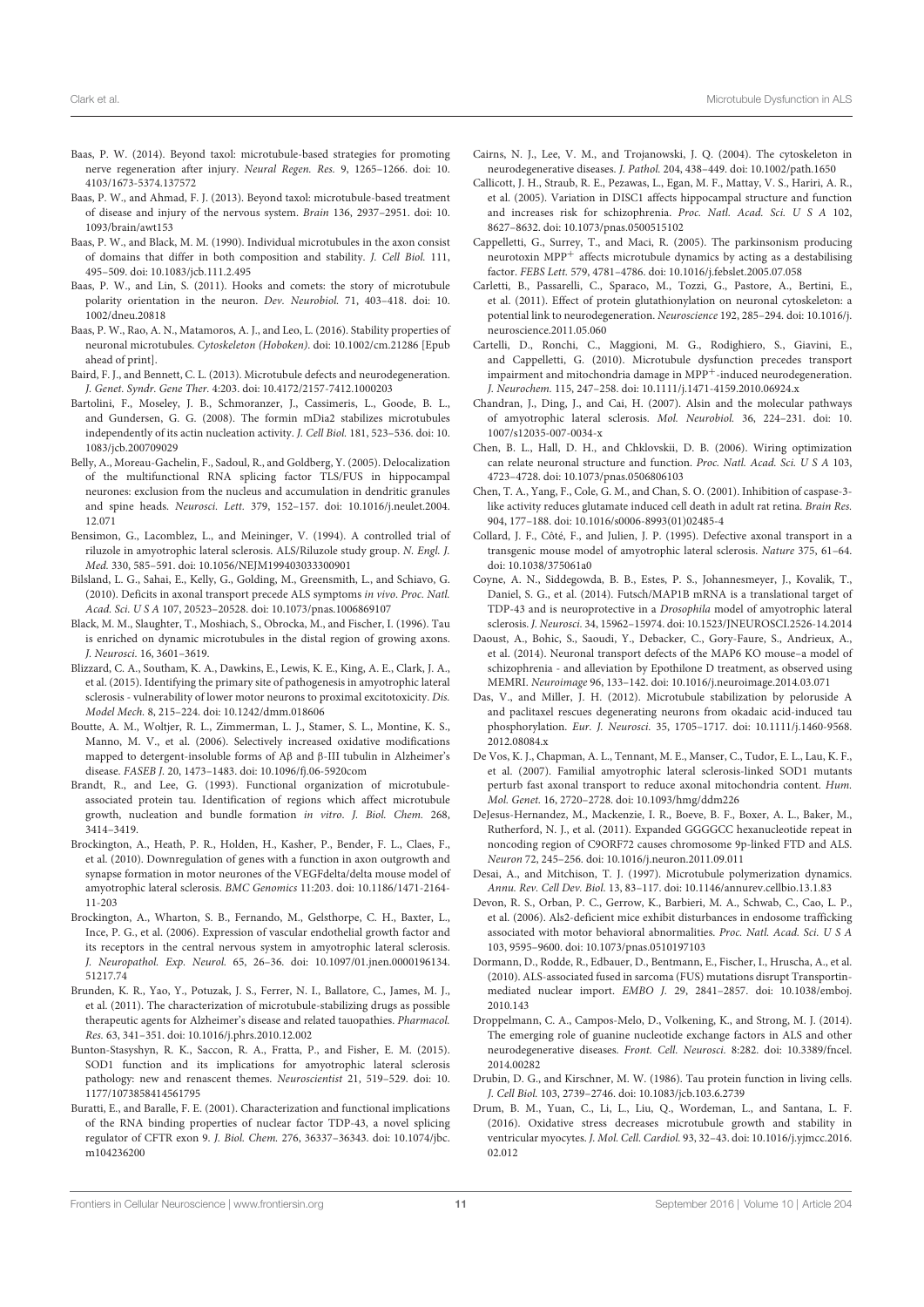Baas, P. W. (2014). Beyond taxol: microtubule-based strategies for promoting nerve regeneration after injury. *Neural Regen. Res.* 9, 1265–1266. doi: 10.4103/1673-5374.137572

Baas, P. W., and Ahmad, F. J. (2013). Beyond taxol: microtubule-based treatment of disease and injury of the nervous system. *Brain* 136, 2937–2951. doi: 10.1093/brain/awt153

Baas, P. W., and Black, M. M. (1990). Individual microtubules in the axon consist of domains that differ in both composition and stability. *J. Cell Biol.* 111, 495–509. doi: 10.1083/jcb.111.2.495

Baas, P. W., and Lin, S. (2011). Hooks and comets: the story of microtubule polarity orientation in the neuron. *Dev. Neurobiol.* 71, 403–418. doi: 10.1002/dneu.20818

Baas, P. W., Rao, A. N., Matamoros, A. J., and Leo, L. (2016). Stability properties of neuronal microtubules. *Cytoskeleton (Hoboken)*. doi: 10.1002/cm.21286 [Epub ahead of print].

Baird, F. J., and Bennett, C. L. (2013). Microtubule defects and neurodegeneration. *J. Genet. Syndr. Gene Ther.* 4:203. doi: 10.4172/2157-7412.1000203

Bartolini, F., Moseley, J. B., Schmoranzer, J., Cassimeris, L., Goode, B. L., and Gundersen, G. G. (2008). The formin mDia2 stabilizes microtubules independently of its actin nucleation activity. *J. Cell Biol.* 181, 523–536. doi: 10.1083/jcb.200709029

Belly, A., Moreau-Gachelin, F., Sadoul, R., and Goldberg, Y. (2005). Delocalization of the multifunctional RNA splicing factor TLS/FUS in hippocampal neurones: exclusion from the nucleus and accumulation in dendritic granules and spine heads. *Neurosci. Lett.* 379, 152–157. doi: 10.1016/j.neulet.2004.12.071

Bensimon, G., Lacomblez, L., and Meininger, V. (1994). A controlled trial of riluzole in amyotrophic lateral sclerosis. ALS/Riluzole study group. *N. Engl. J. Med.* 330, 585–591. doi: 10.1056/NEJM199403033300901

Bilsland, L. G., Sahai, E., Kelly, G., Golding, M., Greensmith, L., and Schiavo, G. (2010). Deficits in axonal transport precede ALS symptoms *in vivo*. *Proc. Natl. Acad. Sci. U S A* 107, 20523–20528. doi: 10.1073/pnas.1006869107

Black, M. M., Slaughter, T., Moshiach, S., Obrocka, M., and Fischer, I. (1996). Tau is enriched on dynamic microtubules in the distal region of growing axons. *J. Neurosci.* 16, 3601–3619.

Blizzard, C. A., Southam, K. A., Dawkins, E., Lewis, K. E., King, A. E., Clark, J. A., et al. (2015). Identifying the primary site of pathogenesis in amyotrophic lateral sclerosis - vulnerability of lower motor neurons to proximal excitotoxicity. *Dis. Model Mech.* 8, 215–224. doi: 10.1242/dmm.018606

Boutte, A. M., Woltjer, R. L., Zimmerman, L. J., Stamer, S. L., Montine, K. S., Manno, M. V., et al. (2006). Selectively increased oxidative modifications mapped to detergent-insoluble forms of Aβ and β-III tubulin in Alzheimer's disease. *FASEB J.* 20, 1473–1483. doi: 10.1096/fj.06-5920com

Brandt, R., and Lee, G. (1993). Functional organization of microtubule-associated protein tau. Identification of regions which affect microtubule growth, nucleation and bundle formation *in vitro*. *J. Biol. Chem.* 268, 3414–3419.

Brockington, A., Heath, P. R., Holden, H., Kasher, P., Bender, F. L., Claes, F., et al. (2010). Downregulation of genes with a function in axon outgrowth and synapse formation in motor neurones of the VEGFdelta/delta mouse model of amyotrophic lateral sclerosis. *BMC Genomics* 11:203. doi: 10.1186/1471-2164-11-203

Brockington, A., Wharton, S. B., Fernando, M., Gelsthorpe, C. H., Baxter, L., Ince, P. G., et al. (2006). Expression of vascular endothelial growth factor and its receptors in the central nervous system in amyotrophic lateral sclerosis. *J. Neuropathol. Exp. Neurol.* 65, 26–36. doi: 10.1097/01.jnen.0000196134.51217.74

Brunden, K. R., Yao, Y., Potuzak, J. S., Ferrer, N. I., Ballatore, C., James, M. J., et al. (2011). The characterization of microtubule-stabilizing drugs as possible therapeutic agents for Alzheimer's disease and related tauopathies. *Pharmacol. Res.* 63, 341–351. doi: 10.1016/j.phrs.2010.12.002

Bunton-Stasyshyn, R. K., Saccon, R. A., Fratta, P., and Fisher, E. M. (2015). SOD1 function and its implications for amyotrophic lateral sclerosis pathology: new and renascent themes. *Neuroscientist* 21, 519–529. doi: 10.1177/1073858414561795

Buratti, E., and Baralle, F. E. (2001). Characterization and functional implications of the RNA binding properties of nuclear factor TDP-43, a novel splicing regulator of CFTR exon 9. *J. Biol. Chem.* 276, 36337–36343. doi: 10.1074/jbc.m104236200

Cairns, N. J., Lee, V. M., and Trojanowski, J. Q. (2004). The cytoskeleton in neurodegenerative diseases. *J. Pathol.* 204, 438–449. doi: 10.1002/path.1650

Callicott, J. H., Straub, R. E., Pezawas, L., Egan, M. F., Mattay, V. S., Hariri, A. R., et al. (2005). Variation in DISC1 affects hippocampal structure and function and increases risk for schizophrenia. *Proc. Natl. Acad. Sci. U S A* 102, 8627–8632. doi: 10.1073/pnas.0500515102

Cappelletti, G., Surrey, T., and Maci, R. (2005). The parkinsonism producing neurotoxin MPP$^{+}$ affects microtubule dynamics by acting as a destabilising factor. *FEBS Lett.* 579, 4781–4786. doi: 10.1016/j.febslet.2005.07.058

Carletti, B., Passarelli, C., Sparaco, M., Tozzi, G., Pastore, A., Bertini, E., et al. (2011). Effect of protein glutathionylation on neuronal cytoskeleton: a potential link to neurodegeneration. *Neuroscience* 192, 285–294. doi: 10.1016/j.neuroscience.2011.05.060

Cartelli, D., Ronchi, C., Maggioni, M. G., Rodighiero, S., Giavini, E., and Cappelletti, G. (2010). Microtubule dysfunction precedes transport impairment and mitochondria damage in MPP$^{+}$-induced neurodegeneration. *J. Neurochem.* 115, 247–258. doi: 10.1111/j.1471-4159.2010.06924.x

Chandran, J., Ding, J., and Cai, H. (2007). Alsin and the molecular pathways of amyotrophic lateral sclerosis. *Mol. Neurobiol.* 36, 224–231. doi: 10.1007/s12035-007-0034-x

Chen, B. L., Hall, D. H., and Chklovskii, D. B. (2006). Wiring optimization can relate neuronal structure and function. *Proc. Natl. Acad. Sci. U S A* 103, 4723–4728. doi: 10.1073/pnas.0506806103

Chen, T. A., Yang, F., Cole, G. M., and Chan, S. O. (2001). Inhibition of caspase-3-like activity reduces glutamate induced cell death in adult rat retina. *Brain Res.* 904, 177–188. doi: 10.1016/s0006-8993(01)02485-4

Collard, J. F., Côté, F., and Julien, J. P. (1995). Defective axonal transport in a transgenic mouse model of amyotrophic lateral sclerosis. *Nature* 375, 61–64. doi: 10.1038/375061a0

Coyne, A. N., Siddegowda, B. B., Estes, P. S., Johannesmeyer, J., Kovalik, T., Daniel, S. G., et al. (2014). Futsch/MAP1B mRNA is a translational target of TDP-43 and is neuroprotective in a *Drosophila* model of amyotrophic lateral sclerosis. *J. Neurosci.* 34, 15962–15974. doi: 10.1523/JNEUROSCI.2526-14.2014

Daoust, A., Bohic, S., Saoudi, Y., Debacker, C., Gory-Faure, S., Andrieux, A., et al. (2014). Neuronal transport defects of the MAP6 KO mouse–a model of schizophrenia - and alleviation by Epothilone D treatment, as observed using MEMRI. *Neuroimage* 96, 133–142. doi: 10.1016/j.neuroimage.2014.03.071

Das, V., and Miller, J. H. (2012). Microtubule stabilization by peloruside A and paclitaxel rescues degenerating neurons from okadaic acid-induced tau phosphorylation. *Eur. J. Neurosci.* 35, 1705–1717. doi: 10.1111/j.1460-9568.2012.08084.x

De Vos, K. J., Chapman, A. L., Tennant, M. E., Manser, C., Tudor, E. L., Lau, K. F., et al. (2007). Familial amyotrophic lateral sclerosis-linked SOD1 mutants perturb fast axonal transport to reduce axonal mitochondria content. *Hum. Mol. Genet.* 16, 2720–2728. doi: 10.1093/hmg/ddm226

DeJesus-Hernandez, M., Mackenzie, I. R., Boeve, B. F., Boxer, A. L., Baker, M., Rutherford, N. J., et al. (2011). Expanded GGGGCC hexanucleotide repeat in noncoding region of C9ORF72 causes chromosome 9p-linked FTD and ALS. *Neuron* 72, 245–256. doi: 10.1016/j.neuron.2011.09.011

Desai, A., and Mitchison, T. J. (1997). Microtubule polymerization dynamics. *Annu. Rev. Cell Dev. Biol.* 13, 83–117. doi: 10.1146/annurev.cellbio.13.1.83

Devon, R. S., Orban, P. C., Gerrow, K., Barbieri, M. A., Schwab, C., Cao, L. P., et al. (2006). Als2-deficient mice exhibit disturbances in endosome trafficking associated with motor behavioral abnormalities. *Proc. Natl. Acad. Sci. U S A* 103, 9595–9600. doi: 10.1073/pnas.0510197103

Dormann, D., Rodde, R., Edbauer, D., Bentmann, E., Fischer, I., Hruscha, A., et al. (2010). ALS-associated fused in sarcoma (FUS) mutations disrupt Transportin-mediated nuclear import. *EMBO J.* 29, 2841–2857. doi: 10.1038/emboj.2010.143

Droppelmann, C. A., Campos-Melo, D., Volkening, K., and Strong, M. J. (2014). The emerging role of guanine nucleotide exchange factors in ALS and other neurodegenerative diseases. *Front. Cell. Neurosci.* 8:282. doi: 10.3389/fncel.2014.00282

Drubin, D. G., and Kirschner, M. W. (1986). Tau protein function in living cells. *J. Cell Biol.* 103, 2739–2746. doi: 10.1083/jcb.103.6.2739

Drum, B. M., Yuan, C., Li, L., Liu, Q., Wordeman, L., and Santana, L. F. (2016). Oxidative stress decreases microtubule growth and stability in ventricular myocytes. *J. Mol. Cell. Cardiol.* 93, 32–43. doi: 10.1016/j.yjmcc.2016.02.012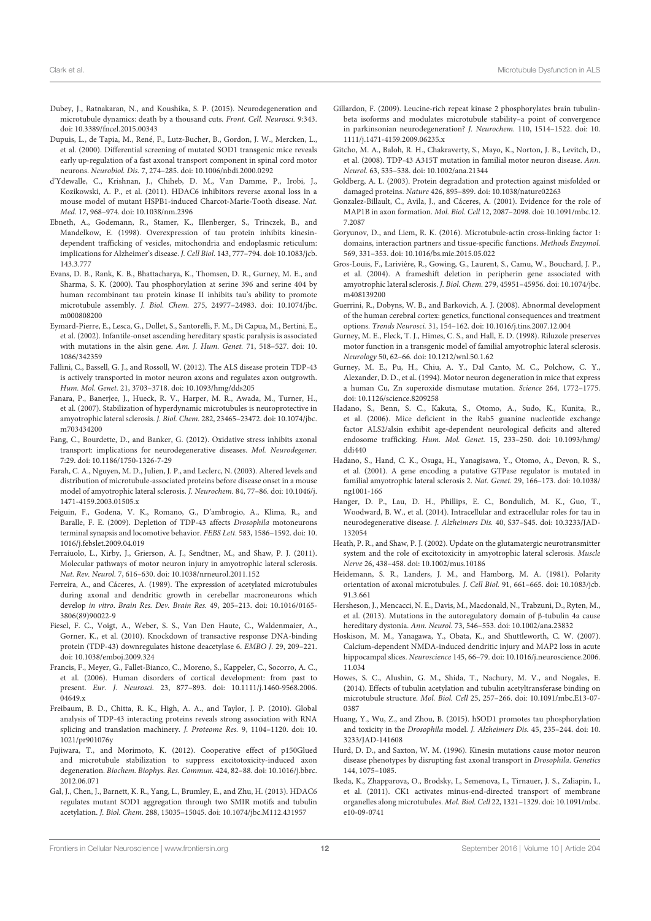Dubey, J., Ratnakaran, N., and Koushika, S. P. (2015). Neurodegeneration and microtubule dynamics: death by a thousand cuts. *Front. Cell. Neurosci.* 9:343. doi: 10.3389/fncel.2015.00343

Dupuis, L., de Tapia, M., René, F., Lutz-Bucher, B., Gordon, J. W., Mercken, L., et al. (2000). Differential screening of mutated SOD1 transgenic mice reveals early up-regulation of a fast axonal transport component in spinal cord motor neurons. *Neurobiol. Dis.* 7, 274–285. doi: 10.1006/nbdi.2000.0292

d'Ydewalle, C., Krishnan, J., Chiheb, D. M., Van Damme, P., Irobi, J., Kozikowski, A. P., et al. (2011). HDAC6 inhibitors reverse axonal loss in a mouse model of mutant HSPB1-induced Charcot-Marie-Tooth disease. *Nat. Med.* 17, 968–974. doi: 10.1038/nm.2396

Ebneth, A., Godemann, R., Stamer, K., Illenberger, S., Trinczek, B., and Mandelkow, E. (1998). Overexpression of tau protein inhibits kinesin-dependent trafficking of vesicles, mitochondria and endoplasmic reticulum: implications for Alzheimer's disease. *J. Cell Biol.* 143, 777–794. doi: 10.1083/jcb.143.3.777

Evans, D. B., Rank, K. B., Bhattacharya, K., Thomsen, D. R., Gurney, M. E., and Sharma, S. K. (2000). Tau phosphorylation at serine 396 and serine 404 by human recombinant tau protein kinase II inhibits tau's ability to promote microtubule assembly. *J. Biol. Chem.* 275, 24977–24983. doi: 10.1074/jbc.m000808200

Eymard-Pierre, E., Lesca, G., Dollet, S., Santorelli, F. M., Di Capua, M., Bertini, E., et al. (2002). Infantile-onset ascending hereditary spastic paralysis is associated with mutations in the alsin gene. *Am. J. Hum. Genet.* 71, 518–527. doi: 10.1086/342359

Fallini, C., Bassell, G. J., and Rossoll, W. (2012). The ALS disease protein TDP-43 is actively transported in motor neuron axons and regulates axon outgrowth. *Hum. Mol. Genet.* 21, 3703–3718. doi: 10.1093/hmg/dds205

Fanara, P., Banerjee, J., Hueck, R. V., Harper, M. R., Awada, M., Turner, H., et al. (2007). Stabilization of hyperdynamic microtubules is neuroprotective in amyotrophic lateral sclerosis. *J. Biol. Chem.* 282, 23465–23472. doi: 10.1074/jbc.m703434200

Fang, C., Bourdette, D., and Banker, G. (2012). Oxidative stress inhibits axonal transport: implications for neurodegenerative diseases. *Mol. Neurodegener.* 7:29. doi: 10.1186/1750-1326-7-29

Farah, C. A., Nguyen, M. D., Julien, J. P., and Leclerc, N. (2003). Altered levels and distribution of microtubule-associated proteins before disease onset in a mouse model of amyotrophic lateral sclerosis. *J. Neurochem.* 84, 77–86. doi: 10.1046/j.1471-4159.2003.01505.x

Feiguin, F., Godena, V. K., Romano, G., D'ambrogio, A., Klima, R., and Baralle, F. E. (2009). Depletion of TDP-43 affects *Drosophila* motoneurons terminal synapsis and locomotive behavior. *FEBS Lett.* 583, 1586–1592. doi: 10.1016/j.febslet.2009.04.019

Ferraiuolo, L., Kirby, J., Grierson, A. J., Sendtner, M., and Shaw, P. J. (2011). Molecular pathways of motor neuron injury in amyotrophic lateral sclerosis. *Nat. Rev. Neurol.* 7, 616–630. doi: 10.1038/nrneurol.2011.152

Ferreira, A., and Cáceres, A. (1989). The expression of acetylated microtubules during axonal and dendritic growth in cerebellar macroneurons which develop *in vitro*. *Brain Res. Dev. Brain Res.* 49, 205–213. doi: 10.1016/0165-3806(89)90022-9

Fiesel, F. C., Voigt, A., Weber, S. S., Van Den Haute, C., Waldenmaier, A., Gorner, K., et al. (2010). Knockdown of transactive response DNA-binding protein (TDP-43) downregulates histone deacetylase 6. *EMBO J.* 29, 209–221. doi: 10.1038/emboj.2009.324

Francis, F., Meyer, G., Fallet-Bianco, C., Moreno, S., Kappeler, C., Socorro, A. C., et al. (2006). Human disorders of cortical development: from past to present. *Eur. J. Neurosci.* 23, 877–893. doi: 10.1111/j.1460-9568.2006.04649.x

Freibaum, B. D., Chitta, R. K., High, A. A., and Taylor, J. P. (2010). Global analysis of TDP-43 interacting proteins reveals strong association with RNA splicing and translation machinery. *J. Proteome Res.* 9, 1104–1120. doi: 10.1021/pr901076y

Fujiwara, T., and Morimoto, K. (2012). Cooperative effect of p150Glued and microtubule stabilization to suppress excitotoxicity-induced axon degeneration. *Biochem. Biophys. Res. Commun.* 424, 82–88. doi: 10.1016/j.bbrc.2012.06.071

Gal, J., Chen, J., Barnett, K. R., Yang, L., Brumley, E., and Zhu, H. (2013). HDAC6 regulates mutant SOD1 aggregation through two SMIR motifs and tubulin acetylation. *J. Biol. Chem.* 288, 15035–15045. doi: 10.1074/jbc.M112.431957

Gillardon, F. (2009). Leucine-rich repeat kinase 2 phosphorylates brain tubulin-beta isoforms and modulates microtubule stability–a point of convergence in parkinsonian neurodegeneration? *J. Neurochem.* 110, 1514–1522. doi: 10.1111/j.1471-4159.2009.06235.x

Gitcho, M. A., Baloh, R. H., Chakraverty, S., Mayo, K., Norton, J. B., Levitch, D., et al. (2008). TDP-43 A315T mutation in familial motor neuron disease. *Ann. Neurol.* 63, 535–538. doi: 10.1002/ana.21344

Goldberg, A. L. (2003). Protein degradation and protection against misfolded or damaged proteins. *Nature* 426, 895–899. doi: 10.1038/nature02263

Gonzalez-Billault, C., Avila, J., and Cáceres, A. (2001). Evidence for the role of MAP1B in axon formation. *Mol. Biol. Cell* 12, 2087–2098. doi: 10.1091/mbc.12.7.2087

Goryunov, D., and Liem, R. K. (2016). Microtubule-actin cross-linking factor 1: domains, interaction partners and tissue-specific functions. *Methods Enzymol.* 569, 331–353. doi: 10.1016/bs.mie.2015.05.022

Gros-Louis, F., Larivière, R., Gowing, G., Laurent, S., Camu, W., Bouchard, J. P., et al. (2004). A frameshift deletion in peripherin gene associated with amyotrophic lateral sclerosis. *J. Biol. Chem.* 279, 45951–45956. doi: 10.1074/jbc.m408139200

Guerrini, R., Dobyns, W. B., and Barkovich, A. J. (2008). Abnormal development of the human cerebral cortex: genetics, functional consequences and treatment options. *Trends Neurosci.* 31, 154–162. doi: 10.1016/j.tins.2007.12.004

Gurney, M. E., Fleck, T. J., Himes, C. S., and Hall, E. D. (1998). Riluzole preserves motor function in a transgenic model of familial amyotrophic lateral sclerosis. *Neurology* 50, 62–66. doi: 10.1212/wnl.50.1.62

Gurney, M. E., Pu, H., Chiu, A. Y., Dal Canto, M. C., Polchow, C. Y., Alexander, D. D., et al. (1994). Motor neuron degeneration in mice that express a human Cu, Zn superoxide dismutase mutation. *Science* 264, 1772–1775. doi: 10.1126/science.8209258

Hadano, S., Benn, S. C., Kakuta, S., Otomo, A., Sudo, K., Kunita, R., et al. (2006). Mice deficient in the Rab5 guanine nucleotide exchange factor ALS2/alsin exhibit age-dependent neurological deficits and altered endosome trafficking. *Hum. Mol. Genet.* 15, 233–250. doi: 10.1093/hmg/ddi440

Hadano, S., Hand, C. K., Osuga, H., Yanagisawa, Y., Otomo, A., Devon, R. S., et al. (2001). A gene encoding a putative GTPase regulator is mutated in familial amyotrophic lateral sclerosis 2. *Nat. Genet.* 29, 166–173. doi: 10.1038/ng1001-166

Hanger, D. P., Lau, D. H., Phillips, E. C., Bondulich, M. K., Guo, T., Woodward, B. W., et al. (2014). Intracellular and extracellular roles for tau in neurodegenerative disease. *J. Alzheimers Dis.* 40, S37–S45. doi: 10.3233/JAD-132054

Heath, P. R., and Shaw, P. J. (2002). Update on the glutamatergic neurotransmitter system and the role of excitotoxicity in amyotrophic lateral sclerosis. *Muscle Nerve* 26, 438–458. doi: 10.1002/mus.10186

Heidemann, S. R., Landers, J. M., and Hamborg, M. A. (1981). Polarity orientation of axonal microtubules. *J. Cell Biol.* 91, 661–665. doi: 10.1083/jcb.91.3.661

Hersheson, J., Mencacci, N. E., Davis, M., Macdonald, N., Trabzuni, D., Ryten, M., et al. (2013). Mutations in the autoregulatory domain of β-tubulin 4a cause hereditary dystonia. *Ann. Neurol.* 73, 546–553. doi: 10.1002/ana.23832

Hoskison, M. M., Yanagawa, Y., Obata, K., and Shuttleworth, C. W. (2007). Calcium-dependent NMDA-induced dendritic injury and MAP2 loss in acute hippocampal slices. *Neuroscience* 145, 66–79. doi: 10.1016/j.neuroscience.2006.11.034

Howes, S. C., Alushin, G. M., Shida, T., Nachury, M. V., and Nogales, E. (2014). Effects of tubulin acetylation and tubulin acetyltransferase binding on microtubule structure. *Mol. Biol. Cell* 25, 257–266. doi: 10.1091/mbc.E13-07-0387

Huang, Y., Wu, Z., and Zhou, B. (2015). hSOD1 promotes tau phosphorylation and toxicity in the *Drosophila* model. *J. Alzheimers Dis.* 45, 235–244. doi: 10.3233/JAD-141608

Hurd, D. D., and Saxton, W. M. (1996). Kinesin mutations cause motor neuron disease phenotypes by disrupting fast axonal transport in *Drosophila*. *Genetics* 144, 1075–1085.

Ikeda, K., Zhapparova, O., Brodsky, I., Semenova, I., Tirnauer, J. S., Zaliapin, I., et al. (2011). CK1 activates minus-end-directed transport of membrane organelles along microtubules. *Mol. Biol. Cell* 22, 1321–1329. doi: 10.1091/mbc.e10-09-0741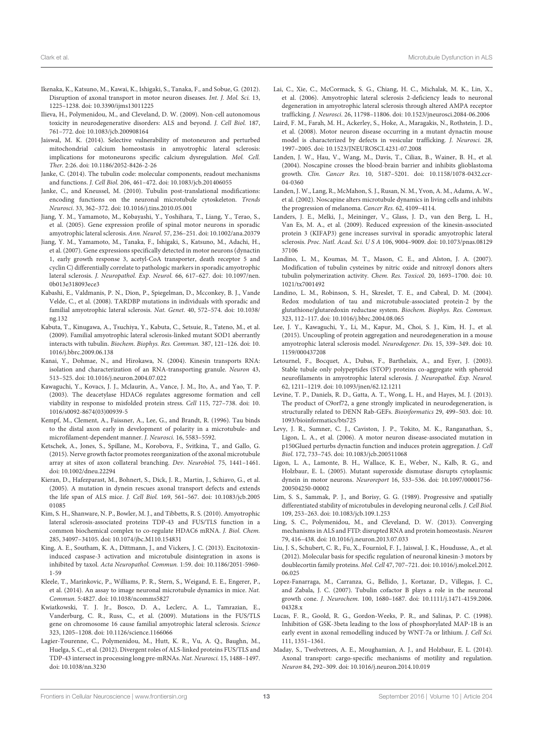Ikenaka, K., Katsuno, M., Kawai, K., Ishigaki, S., Tanaka, F., and Sobue, G. (2012). Disruption of axonal transport in motor neuron diseases. *Int. J. Mol. Sci.* 13, 1225–1238. doi: 10.3390/ijms13011225

Ilieva, H., Polymenidou, M., and Cleveland, D. W. (2009). Non-cell autonomous toxicity in neurodegenerative disorders: ALS and beyond. *J. Cell Biol.* 187, 761–772. doi: 10.1083/jcb.200908164

Jaiswal, M. K. (2014). Selective vulnerability of motoneuron and perturbed mitochondrial calcium homeostasis in amyotrophic lateral sclerosis: implications for motoneurons specific calcium dysregulation. *Mol. Cell. Ther.* 2:26. doi: 10.1186/2052-8426-2-26

Janke, C. (2014). The tubulin code: molecular components, readout mechanisms and functions. *J. Cell Biol.* 206, 461–472. doi: 10.1083/jcb.201406055

Janke, C., and Kneussel, M. (2010). Tubulin post-translational modifications: encoding functions on the neuronal microtubule cytoskeleton. *Trends Neurosci.* 33, 362–372. doi: 10.1016/j.tins.2010.05.001

Jiang, Y. M., Yamamoto, M., Kobayashi, Y., Yoshihara, T., Liang, Y., Terao, S., et al. (2005). Gene expression profile of spinal motor neurons in sporadic amyotrophic lateral sclerosis. *Ann. Neurol.* 57, 236–251. doi: 10.1002/ana.20379

Jiang, Y. M., Yamamoto, M., Tanaka, F., Ishigaki, S., Katsuno, M., Adachi, H., et al. (2007). Gene expressions specifically detected in motor neurons (dynactin 1, early growth response 3, acetyl-CoA transporter, death receptor 5 and cyclin C) differentially correlate to pathologic markers in sporadic amyotrophic lateral sclerosis. *J. Neuropathol. Exp. Neurol.* 66, 617–627. doi: 10.1097/nen.0b013e318093ece3

Kabashi, E., Valdmanis, P. N., Dion, P., Spiegelman, D., Mcconkey, B. J., Vande Velde, C., et al. (2008). TARDBP mutations in individuals with sporadic and familial amyotrophic lateral sclerosis. *Nat. Genet.* 40, 572–574. doi: 10.1038/ng.132

Kabuta, T., Kinugawa, A., Tsuchiya, Y., Kabuta, C., Setsuie, R., Tateno, M., et al. (2009). Familial amyotrophic lateral sclerosis-linked mutant SOD1 aberrantly interacts with tubulin. *Biochem. Biophys. Res. Commun.* 387, 121–126. doi: 10.1016/j.bbrc.2009.06.138

Kanai, Y., Dohmae, N., and Hirokawa, N. (2004). Kinesin transports RNA: isolation and characterization of an RNA-transporting granule. *Neuron* 43, 513–525. doi: 10.1016/j.neuron.2004.07.022

Kawaguchi, Y., Kovacs, J. J., Mclaurin, A., Vance, J. M., Ito, A., and Yao, T. P. (2003). The deacetylase HDAC6 regulates aggresome formation and cell viability in response to misfolded protein stress. *Cell* 115, 727–738. doi: 10.1016/s0092-8674(03)00939-5

Kempf, M., Clement, A., Faissner, A., Lee, G., and Brandt, R. (1996). Tau binds to the distal axon early in development of polarity in a microtubule- and microfilament-dependent manner. *J. Neurosci.* 16, 5583–5592.

Ketschek, A., Jones, S., Spillane, M., Korobova, F., Svitkina, T., and Gallo, G. (2015). Nerve growth factor promotes reorganization of the axonal microtubule array at sites of axon collateral branching. *Dev. Neurobiol.* 75, 1441–1461. doi: 10.1002/dneu.22294

Kieran, D., Hafezparast, M., Bohnert, S., Dick, J. R., Martin, J., Schiavo, G., et al. (2005). A mutation in dynein rescues axonal transport defects and extends the life span of ALS mice. *J. Cell Biol.* 169, 561–567. doi: 10.1083/jcb.200501085

Kim, S. H., Shanware, N. P., Bowler, M. J., and Tibbetts, R. S. (2010). Amyotrophic lateral sclerosis-associated proteins TDP-43 and FUS/TLS function in a common biochemical complex to co-regulate HDAC6 mRNA. *J. Biol. Chem.* 285, 34097–34105. doi: 10.1074/jbc.M110.154831

King, A. E., Southam, K. A., Dittmann, J., and Vickers, J. C. (2013). Excitotoxin-induced caspase-3 activation and microtubule disintegration in axons is inhibited by taxol. *Acta Neuropathol. Commun.* 1:59. doi: 10.1186/2051-5960-1-59

Kleele, T., Marinkovic, P., Williams, P. R., Stern, S., Weigand, E. E., Engerer, P., et al. (2014). An assay to image neuronal microtubule dynamics in mice. *Nat. Commun.* 5:4827. doi: 10.1038/ncomms5827

Kwiatkowski, T. J. Jr., Bosco, D. A., Leclerc, A. L., Tamrazian, E., Vanderburg, C. R., Russ, C., et al. (2009). Mutations in the FUS/TLS gene on chromosome 16 cause familial amyotrophic lateral sclerosis. *Science* 323, 1205–1208. doi: 10.1126/science.1166066

Lagier-Tourenne, C., Polymenidou, M., Hutt, K. R., Vu, A. Q., Baughn, M., Huelga, S. C., et al. (2012). Divergent roles of ALS-linked proteins FUS/TLS and TDP-43 intersect in processing long pre-mRNAs. *Nat. Neurosci.* 15, 1488–1497. doi: 10.1038/nn.3230

Lai, C., Xie, C., McCormack, S. G., Chiang, H. C., Michalak, M. K., Lin, X., et al. (2006). Amyotrophic lateral sclerosis 2-deficiency leads to neuronal degeneration in amyotrophic lateral sclerosis through altered AMPA receptor trafficking. *J. Neurosci.* 26, 11798–11806. doi: 10.1523/jneurosci.2084-06.2006

Laird, F. M., Farah, M. H., Ackerley, S., Hoke, A., Maragakis, N., Rothstein, J. D., et al. (2008). Motor neuron disease occurring in a mutant dynactin mouse model is characterized by defects in vesicular trafficking. *J. Neurosci.* 28, 1997–2005. doi: 10.1523/JNEUROSCI.4231-07.2008

Landen, J. W., Hau, V., Wang, M., Davis, T., Ciliax, B., Wainer, B. H., et al. (2004). Noscapine crosses the blood-brain barrier and inhibits glioblastoma growth. *Clin. Cancer Res.* 10, 5187–5201. doi: 10.1158/1078-0432.ccr-04-0360

Landen, J. W., Lang, R., McMahon, S. J., Rusan, N. M., Yvon, A. M., Adams, A. W., et al. (2002). Noscapine alters microtubule dynamics in living cells and inhibits the progression of melanoma. *Cancer Res.* 62, 4109–4114.

Landers, J. E., Melki, J., Meininger, V., Glass, J. D., van den Berg, L. H., Van Es, M. A., et al. (2009). Reduced expression of the kinesin-associated protein 3 (KIFAP3) gene increases survival in sporadic amyotrophic lateral sclerosis. *Proc. Natl. Acad. Sci. U S A* 106, 9004–9009. doi: 10.1073/pnas.0812937106

Landino, L. M., Koumas, M. T., Mason, C. E., and Alston, J. A. (2007). Modification of tubulin cysteines by nitric oxide and nitroxyl donors alters tubulin polymerization activity. *Chem. Res. Toxicol.* 20, 1693–1700. doi: 10.1021/tx7001492

Landino, L. M., Robinson, S. H., Skreslet, T. E., and Cabral, D. M. (2004). Redox modulation of tau and microtubule-associated protein-2 by the glutathione/glutaredoxin reductase system. *Biochem. Biophys. Res. Commun.* 323, 112–117. doi: 10.1016/j.bbrc.2004.08.065

Lee, J. Y., Kawaguchi, Y., Li, M., Kapur, M., Choi, S. J., Kim, H. J., et al. (2015). Uncoupling of protein aggregation and neurodegeneration in a mouse amyotrophic lateral sclerosis model. *Neurodegener. Dis.* 15, 339–349. doi: 10.1159/000437208

Letournel, F., Bocquet, A., Dubas, F., Barthelaix, A., and Eyer, J. (2003). Stable tubule only polypeptides (STOP) proteins co-aggregate with spheroid neurofilaments in amyotrophic lateral sclerosis. *J. Neuropathol. Exp. Neurol.* 62, 1211–1219. doi: 10.1093/jnen/62.12.1211

Levine, T. P., Daniels, R. D., Gatta, A. T., Wong, L. H., and Hayes, M. J. (2013). The product of C9orf72, a gene strongly implicated in neurodegeneration, is structurally related to DENN Rab-GEFs. *Bioinformatics* 29, 499–503. doi: 10.1093/bioinformatics/bts725

Levy, J. R., Sumner, C. J., Caviston, J. P., Tokito, M. K., Ranganathan, S., Ligon, L. A., et al. (2006). A motor neuron disease-associated mutation in p150Glued perturbs dynactin function and induces protein aggregation. *J. Cell Biol.* 172, 733–745. doi: 10.1083/jcb.200511068

Ligon, L. A., Lamonte, B. H., Wallace, K. E., Weber, N., Kalb, R. G., and Holzbaur, E. L. (2005). Mutant superoxide dismutase disrupts cytoplasmic dynein in motor neurons. *Neuroreport* 16, 533–536. doi: 10.1097/00001756-200504250-00002

Lim, S. S., Sammak, P. J., and Borisy, G. G. (1989). Progressive and spatially differentiated stability of microtubules in developing neuronal cells. *J. Cell Biol.* 109, 253–263. doi: 10.1083/jcb.109.1.253

Ling, S. C., Polymenidou, M., and Cleveland, D. W. (2013). Converging mechanisms in ALS and FTD: disrupted RNA and protein homeostasis. *Neuron* 79, 416–438. doi: 10.1016/j.neuron.2013.07.033

Liu, J. S., Schubert, C. R., Fu, X., Fourniol, F. J., Jaiswal, J. K., Houdusse, A., et al. (2012). Molecular basis for specific regulation of neuronal kinesin-3 motors by doublecortin family proteins. *Mol. Cell* 47, 707–721. doi: 10.1016/j.molcel.2012.06.025

Lopez-Fanarraga, M., Carranza, G., Bellido, J., Kortazar, D., Villegas, J. C., and Zabala, J. C. (2007). Tubulin cofactor B plays a role in the neuronal growth cone. *J. Neurochem.* 100, 1680–1687. doi: 10.1111/j.1471-4159.2006.04328.x

Lucas, F. R., Goold, R. G., Gordon-Weeks, P. R., and Salinas, P. C. (1998). Inhibition of GSK-3beta leading to the loss of phosphorylated MAP-1B is an early event in axonal remodelling induced by WNT-7a or lithium. *J. Cell Sci.* 111, 1351–1361.

Maday, S., Twelvetrees, A. E., Moughamian, A. J., and Holzbaur, E. L. (2014). Axonal transport: cargo-specific mechanisms of motility and regulation. *Neuron* 84, 292–309. doi: 10.1016/j.neuron.2014.10.019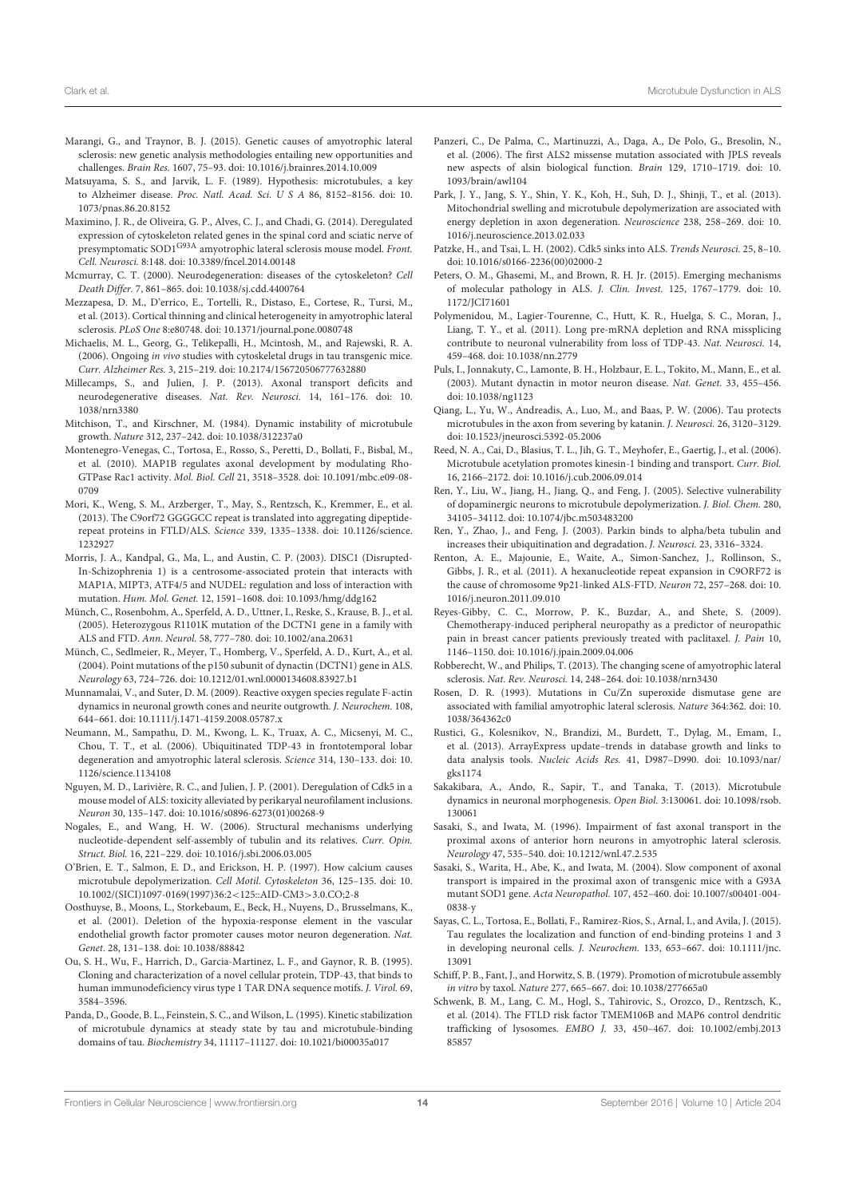Marangi, G., and Traynor, B. J. (2015). Genetic causes of amyotrophic lateral sclerosis: new genetic analysis methodologies entailing new opportunities and challenges. *Brain Res.* 1607, 75–93. doi: 10.1016/j.brainres.2014.10.009

Matsuyama, S. S., and Jarvik, L. F. (1989). Hypothesis: microtubules, a key to Alzheimer disease. *Proc. Natl. Acad. Sci. U S A* 86, 8152–8156. doi: 10.1073/pnas.86.20.8152

Maximino, J. R., de Oliveira, G. P., Alves, C. J., and Chadi, G. (2014). Deregulated expression of cytoskeleton related genes in the spinal cord and sciatic nerve of presymptomatic SOD1[G93A] amyotrophic lateral sclerosis mouse model. *Front. Cell. Neurosci.* 8:148. doi: 10.3389/fncel.2014.00148

Mcmurray, C. T. (2000). Neurodegeneration: diseases of the cytoskeleton? *Cell Death Differ.* 7, 861–865. doi: 10.1038/sj.cdd.4400764

Mezzapesa, D. M., D'errico, E., Tortelli, R., Distaso, E., Cortese, R., Tursi, M., et al. (2013). Cortical thinning and clinical heterogeneity in amyotrophic lateral sclerosis. *PLoS One* 8:e80748. doi: 10.1371/journal.pone.0080748

Michaelis, M. L., Georg, G., Telikepalli, H., Mcintosh, M., and Rajewski, R. A. (2006). Ongoing *in vivo* studies with cytoskeletal drugs in tau transgenic mice. *Curr. Alzheimer Res.* 3, 215–219. doi: 10.2174/156720506777632880

Millecamps, S., and Julien, J. P. (2013). Axonal transport deficits and neurodegenerative diseases. *Nat. Rev. Neurosci.* 14, 161–176. doi: 10.1038/nrn3380

Mitchison, T., and Kirschner, M. (1984). Dynamic instability of microtubule growth. *Nature* 312, 237–242. doi: 10.1038/312237a0

Montenegro-Venegas, C., Tortosa, E., Rosso, S., Peretti, D., Bollati, F., Bisbal, M., et al. (2010). MAP1B regulates axonal development by modulating Rho-GTPase Rac1 activity. *Mol. Biol. Cell* 21, 3518–3528. doi: 10.1091/mbc.e09-08-0709

Mori, K., Weng, S. M., Arzberger, T., May, S., Rentzsch, K., Kremmer, E., et al. (2013). The C9orf72 GGGGCC repeat is translated into aggregating dipeptide-repeat proteins in FTLD/ALS. *Science* 339, 1335–1338. doi: 10.1126/science.1232927

Morris, J. A., Kandpal, G., Ma, L., and Austin, C. P. (2003). DISC1 (Disrupted-In-Schizophrenia 1) is a centrosome-associated protein that interacts with MAP1A, MIPT3, ATF4/5 and NUDEL: regulation and loss of interaction with mutation. *Hum. Mol. Genet.* 12, 1591–1608. doi: 10.1093/hmg/ddg162

Münch, C., Rosenbohm, A., Sperfeld, A. D., Uttner, I., Reske, S., Krause, B. J., et al. (2005). Heterozygous R1101K mutation of the DCTN1 gene in a family with ALS and FTD. *Ann. Neurol.* 58, 777–780. doi: 10.1002/ana.20631

Münch, C., Sedlmeier, R., Meyer, T., Homberg, V., Sperfeld, A. D., Kurt, A., et al. (2004). Point mutations of the p150 subunit of dynactin (DCTN1) gene in ALS. *Neurology* 63, 724–726. doi: 10.1212/01.wnl.0000134608.83927.b1

Munnamalai, V., and Suter, D. M. (2009). Reactive oxygen species regulate F-actin dynamics in neuronal growth cones and neurite outgrowth. *J. Neurochem.* 108, 644–661. doi: 10.1111/j.1471-4159.2008.05787.x

Neumann, M., Sampathu, D. M., Kwong, L. K., Truax, A. C., Micsenyi, M. C., Chou, T. T., et al. (2006). Ubiquitinated TDP-43 in frontotemporal lobar degeneration and amyotrophic lateral sclerosis. *Science* 314, 130–133. doi: 10.1126/science.1134108

Nguyen, M. D., Larivière, R. C., and Julien, J. P. (2001). Deregulation of Cdk5 in a mouse model of ALS: toxicity alleviated by perikaryal neurofilament inclusions. *Neuron* 30, 135–147. doi: 10.1016/s0896-6273(01)00268-9

Nogales, E., and Wang, H. W. (2006). Structural mechanisms underlying nucleotide-dependent self-assembly of tubulin and its relatives. *Curr. Opin. Struct. Biol.* 16, 221–229. doi: 10.1016/j.sbi.2006.03.005

O'Brien, E. T., Salmon, E. D., and Erickson, H. P. (1997). How calcium causes microtubule depolymerization. *Cell Motil. Cytoskeleton* 36, 125–135. doi: 10.1002/(SICI)1097-0169(1997)36:2<125::AID-CM3>3.0.CO;2-8

Oosthuyse, B., Moons, L., Storkebaum, E., Beck, H., Nuyens, D., Brusselmans, K., et al. (2001). Deletion of the hypoxia-response element in the vascular endothelial growth factor promoter causes motor neuron degeneration. *Nat. Genet.* 28, 131–138. doi: 10.1038/88842

Ou, S. H., Wu, F., Harrich, D., Garcia-Martinez, L. F., and Gaynor, R. B. (1995). Cloning and characterization of a novel cellular protein, TDP-43, that binds to human immunodeficiency virus type 1 TAR DNA sequence motifs. *J. Virol.* 69, 3584–3596.

Panda, D., Goode, B. L., Feinstein, S. C., and Wilson, L. (1995). Kinetic stabilization of microtubule dynamics at steady state by tau and microtubule-binding domains of tau. *Biochemistry* 34, 11117–11127. doi: 10.1021/bi00035a017

Panzeri, C., De Palma, C., Martinuzzi, A., Daga, A., De Polo, G., Bresolin, N., et al. (2006). The first ALS2 missense mutation associated with JPLS reveals new aspects of alsin biological function. *Brain* 129, 1710–1719. doi: 10.1093/brain/awl104

Park, J. Y., Jang, S. Y., Shin, Y. K., Koh, H., Suh, D. J., Shinji, T., et al. (2013). Mitochondrial swelling and microtubule depolymerization are associated with energy depletion in axon degeneration. *Neuroscience* 238, 258–269. doi: 10.1016/j.neuroscience.2013.02.033

Patzke, H., and Tsai, L. H. (2002). Cdk5 sinks into ALS. *Trends Neurosci.* 25, 8–10. doi: 10.1016/s0166-2236(00)02000-2

Peters, O. M., Ghasemi, M., and Brown, R. H. Jr. (2015). Emerging mechanisms of molecular pathology in ALS. *J. Clin. Invest.* 125, 1767–1779. doi: 10.1172/JCI71601

Polymenidou, M., Lagier-Tourenne, C., Hutt, K. R., Huelga, S. C., Moran, J., Liang, T. Y., et al. (2011). Long pre-mRNA depletion and RNA missplicing contribute to neuronal vulnerability from loss of TDP-43. *Nat. Neurosci.* 14, 459–468. doi: 10.1038/nn.2779

Puls, I., Jonnakuty, C., Lamonte, B. H., Holzbaur, E. L., Tokito, M., Mann, E., et al. (2003). Mutant dynactin in motor neuron disease. *Nat. Genet.* 33, 455–456. doi: 10.1038/ng1123

Qiang, L., Yu, W., Andreadis, A., Luo, M., and Baas, P. W. (2006). Tau protects microtubules in the axon from severing by katanin. *J. Neurosci.* 26, 3120–3129. doi: 10.1523/jneurosci.5392-05.2006

Reed, N. A., Cai, D., Blasius, T. L., Jih, G. T., Meyhofer, E., Gaertig, J., et al. (2006). Microtubule acetylation promotes kinesin-1 binding and transport. *Curr. Biol.* 16, 2166–2172. doi: 10.1016/j.cub.2006.09.014

Ren, Y., Liu, W., Jiang, H., Jiang, Q., and Feng, J. (2005). Selective vulnerability of dopaminergic neurons to microtubule depolymerization. *J. Biol. Chem.* 280, 34105–34112. doi: 10.1074/jbc.m503483200

Ren, Y., Zhao, J., and Feng, J. (2003). Parkin binds to alpha/beta tubulin and increases their ubiquitination and degradation. *J. Neurosci.* 23, 3316–3324.

Renton, A. E., Majounie, E., Waite, A., Simon-Sanchez, J., Rollinson, S., Gibbs, J. R., et al. (2011). A hexanucleotide repeat expansion in C9ORF72 is the cause of chromosome 9p21-linked ALS-FTD. *Neuron* 72, 257–268. doi: 10.1016/j.neuron.2011.09.010

Reyes-Gibby, C. C., Morrow, P. K., Buzdar, A., and Shete, S. (2009). Chemotherapy-induced peripheral neuropathy as a predictor of neuropathic pain in breast cancer patients previously treated with paclitaxel. *J. Pain* 10, 1146–1150. doi: 10.1016/j.jpain.2009.04.006

Robberecht, W., and Philips, T. (2013). The changing scene of amyotrophic lateral sclerosis. *Nat. Rev. Neurosci.* 14, 248–264. doi: 10.1038/nrn3430

Rosen, D. R. (1993). Mutations in Cu/Zn superoxide dismutase gene are associated with familial amyotrophic lateral sclerosis. *Nature* 364:362. doi: 10.1038/364362c0

Rustici, G., Kolesnikov, N., Brandizi, M., Burdett, T., Dylag, M., Emam, I., et al. (2013). ArrayExpress update–trends in database growth and links to data analysis tools. *Nucleic Acids Res.* 41, D987–D990. doi: 10.1093/nar/gks1174

Sakakibara, A., Ando, R., Sapir, T., and Tanaka, T. (2013). Microtubule dynamics in neuronal morphogenesis. *Open Biol.* 3:130061. doi: 10.1098/rsob.130061

Sasaki, S., and Iwata, M. (1996). Impairment of fast axonal transport in the proximal axons of anterior horn neurons in amyotrophic lateral sclerosis. *Neurology* 47, 535–540. doi: 10.1212/wnl.47.2.535

Sasaki, S., Warita, H., Abe, K., and Iwata, M. (2004). Slow component of axonal transport is impaired in the proximal axon of transgenic mice with a G93A mutant SOD1 gene. *Acta Neuropathol.* 107, 452–460. doi: 10.1007/s00401-004-0838-y

Sayas, C. L., Tortosa, E., Bollati, F., Ramirez-Rios, S., Arnal, I., and Avila, J. (2015). Tau regulates the localization and function of end-binding proteins 1 and 3 in developing neuronal cells. *J. Neurochem.* 133, 653–667. doi: 10.1111/jnc.13091

Schiff, P. B., Fant, J., and Horwitz, S. B. (1979). Promotion of microtubule assembly *in vitro* by taxol. *Nature* 277, 665–667. doi: 10.1038/277665a0

Schwenk, B. M., Lang, C. M., Hogl, S., Tahirovic, S., Orozco, D., Rentzsch, K., et al. (2014). The FTLD risk factor TMEM106B and MAP6 control dendritic trafficking of lysosomes. *EMBO J.* 33, 450–467. doi: 10.1002/embj.201385857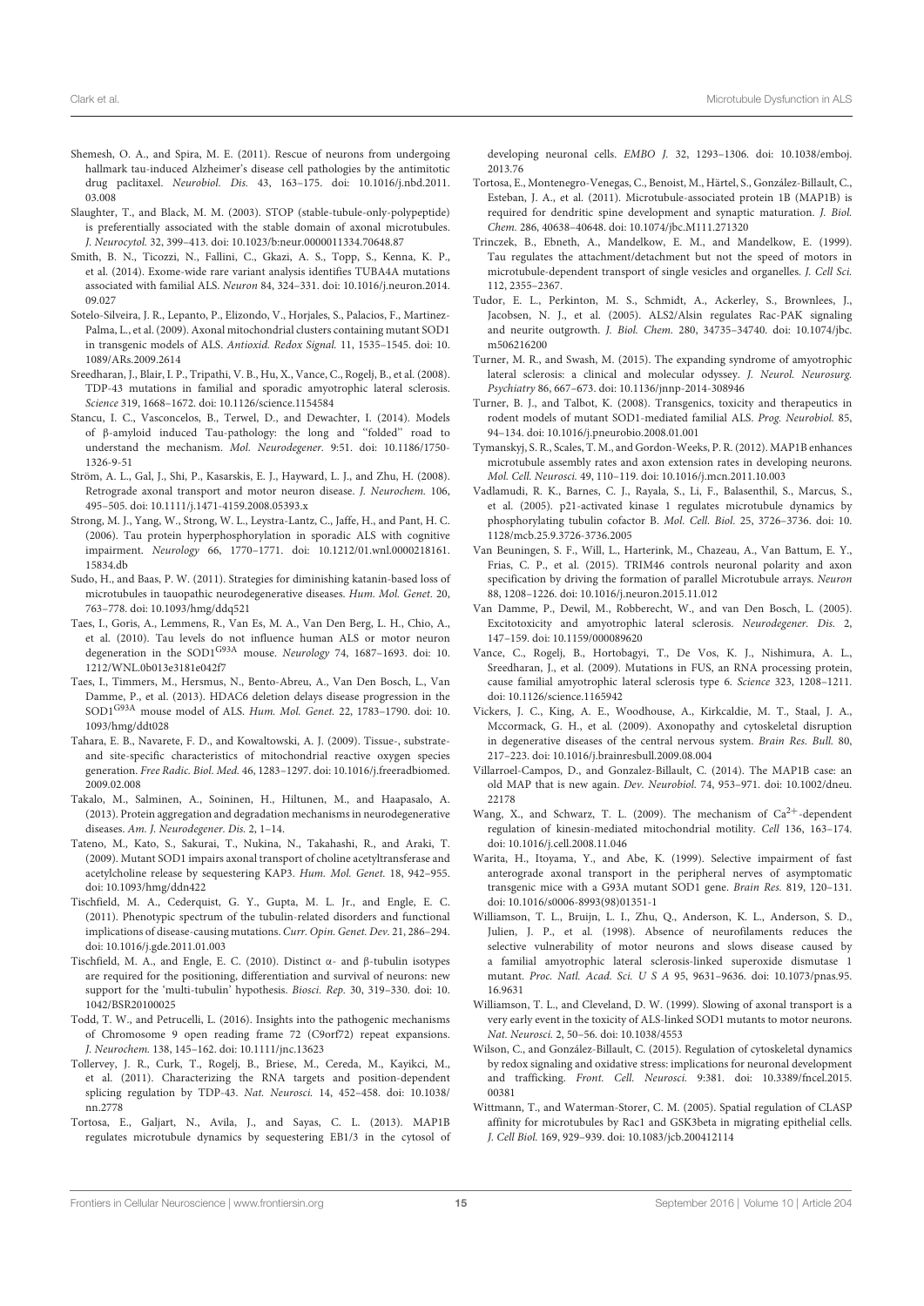Shemesh, O. A., and Spira, M. E. (2011). Rescue of neurons from undergoing hallmark tau-induced Alzheimer's disease cell pathologies by the antimitotic drug paclitaxel. *Neurobiol. Dis.* 43, 163–175. doi: 10.1016/j.nbd.2011.03.008

Slaughter, T., and Black, M. M. (2003). STOP (stable-tubule-only-polypeptide) is preferentially associated with the stable domain of axonal microtubules. *J. Neurocytol.* 32, 399–413. doi: 10.1023/b:neur.0000011334.70648.87

Smith, B. N., Ticozzi, N., Fallini, C., Gkazi, A. S., Topp, S., Kenna, K. P., et al. (2014). Exome-wide rare variant analysis identifies TUBA4A mutations associated with familial ALS. *Neuron* 84, 324–331. doi: 10.1016/j.neuron.2014.09.027

Sotelo-Silveira, J. R., Lepanto, P., Elizondo, V., Horjales, S., Palacios, F., Martinez-Palma, L., et al. (2009). Axonal mitochondrial clusters containing mutant SOD1 in transgenic models of ALS. *Antioxid. Redox Signal.* 11, 1535–1545. doi: 10.1089/ARs.2009.2614

Sreedharan, J., Blair, I. P., Tripathi, V. B., Hu, X., Vance, C., Rogelj, B., et al. (2008). TDP-43 mutations in familial and sporadic amyotrophic lateral sclerosis. *Science* 319, 1668–1672. doi: 10.1126/science.1154584

Stancu, I. C., Vasconcelos, B., Terwel, D., and Dewachter, I. (2014). Models of β-amyloid induced Tau-pathology: the long and "folded" road to understand the mechanism. *Mol. Neurodegener.* 9:51. doi: 10.1186/1750-1326-9-51

Ström, A. L., Gal, J., Shi, P., Kasarskis, E. J., Hayward, L. J., and Zhu, H. (2008). Retrograde axonal transport and motor neuron disease. *J. Neurochem.* 106, 495–505. doi: 10.1111/j.1471-4159.2008.05393.x

Strong, M. J., Yang, W., Strong, W. L., Leystra-Lantz, C., Jaffe, H., and Pant, H. C. (2006). Tau protein hyperphosphorylation in sporadic ALS with cognitive impairment. *Neurology* 66, 1770–1771. doi: 10.1212/01.wnl.0000218161.15834.db

Sudo, H., and Baas, P. W. (2011). Strategies for diminishing katanin-based loss of microtubules in tauopathic neurodegenerative diseases. *Hum. Mol. Genet.* 20, 763–778. doi: 10.1093/hmg/ddq521

Taes, I., Goris, A., Lemmens, R., Van Es, M. A., Van Den Berg, L. H., Chio, A., et al. (2010). Tau levels do not influence human ALS or motor neuron degeneration in the SOD1$^{G93A}$ mouse. *Neurology* 74, 1687–1693. doi: 10.1212/WNL.0b013e3181e042f7

Taes, I., Timmers, M., Hersmus, N., Bento-Abreu, A., Van Den Bosch, L., Van Damme, P., et al. (2013). HDAC6 deletion delays disease progression in the SOD1$^{G93A}$ mouse model of ALS. *Hum. Mol. Genet.* 22, 1783–1790. doi: 10.1093/hmg/ddt028

Tahara, E. B., Navarete, F. D., and Kowaltowski, A. J. (2009). Tissue-, substrate- and site-specific characteristics of mitochondrial reactive oxygen species generation. *Free Radic. Biol. Med.* 46, 1283–1297. doi: 10.1016/j.freeradbiomed.2009.02.008

Takalo, M., Salminen, A., Soininen, H., Hiltunen, M., and Haapasalo, A. (2013). Protein aggregation and degradation mechanisms in neurodegenerative diseases. *Am. J. Neurodegener. Dis.* 2, 1–14.

Tateno, M., Kato, S., Sakurai, T., Nukina, N., Takahashi, R., and Araki, T. (2009). Mutant SOD1 impairs axonal transport of choline acetyltransferase and acetylcholine release by sequestering KAP3. *Hum. Mol. Genet.* 18, 942–955. doi: 10.1093/hmg/ddn422

Tischfield, M. A., Cederquist, G. Y., Gupta, M. L. Jr., and Engle, E. C. (2011). Phenotypic spectrum of the tubulin-related disorders and functional implications of disease-causing mutations. *Curr. Opin. Genet. Dev.* 21, 286–294. doi: 10.1016/j.gde.2011.01.003

Tischfield, M. A., and Engle, E. C. (2010). Distinct α- and β-tubulin isotypes are required for the positioning, differentiation and survival of neurons: new support for the 'multi-tubulin' hypothesis. *Biosci. Rep.* 30, 319–330. doi: 10.1042/BSR20100025

Todd, T. W., and Petrucelli, L. (2016). Insights into the pathogenic mechanisms of Chromosome 9 open reading frame 72 (C9orf72) repeat expansions. *J. Neurochem.* 138, 145–162. doi: 10.1111/jnc.13623

Tollervey, J. R., Curk, T., Rogelj, B., Briese, M., Cereda, M., Kayikci, M., et al. (2011). Characterizing the RNA targets and position-dependent splicing regulation by TDP-43. *Nat. Neurosci.* 14, 452–458. doi: 10.1038/nn.2778

Tortosa, E., Galjart, N., Avila, J., and Sayas, C. L. (2013). MAP1B regulates microtubule dynamics by sequestering EB1/3 in the cytosol of developing neuronal cells. *EMBO J.* 32, 1293–1306. doi: 10.1038/emboj.2013.76

Tortosa, E., Montenegro-Venegas, C., Benoist, M., Härtel, S., González-Billault, C., Esteban, J. A., et al. (2011). Microtubule-associated protein 1B (MAP1B) is required for dendritic spine development and synaptic maturation. *J. Biol. Chem.* 286, 40638–40648. doi: 10.1074/jbc.M111.271320

Trinczek, B., Ebneth, A., Mandelkow, E. M., and Mandelkow, E. (1999). Tau regulates the attachment/detachment but not the speed of motors in microtubule-dependent transport of single vesicles and organelles. *J. Cell Sci.* 112, 2355–2367.

Tudor, E. L., Perkinton, M. S., Schmidt, A., Ackerley, S., Brownlees, J., Jacobsen, N. J., et al. (2005). ALS2/Alsin regulates Rac-PAK signaling and neurite outgrowth. *J. Biol. Chem.* 280, 34735–34740. doi: 10.1074/jbc.m506216200

Turner, M. R., and Swash, M. (2015). The expanding syndrome of amyotrophic lateral sclerosis: a clinical and molecular odyssey. *J. Neurol. Neurosurg. Psychiatry* 86, 667–673. doi: 10.1136/jnnp-2014-308946

Turner, B. J., and Talbot, K. (2008). Transgenics, toxicity and therapeutics in rodent models of mutant SOD1-mediated familial ALS. *Prog. Neurobiol.* 85, 94–134. doi: 10.1016/j.pneurobio.2008.01.001

Tymanskyj, S. R., Scales, T. M., and Gordon-Weeks, P. R. (2012). MAP1B enhances microtubule assembly rates and axon extension rates in developing neurons. *Mol. Cell. Neurosci.* 49, 110–119. doi: 10.1016/j.mcn.2011.10.003

Vadlamudi, R. K., Barnes, C. J., Rayala, S., Li, F., Balasenthil, S., Marcus, S., et al. (2005). p21-activated kinase 1 regulates microtubule dynamics by phosphorylating tubulin cofactor B. *Mol. Cell. Biol.* 25, 3726–3736. doi: 10.1128/mcb.25.9.3726-3736.2005

Van Beuningen, S. F., Will, L., Harterink, M., Chazeau, A., Van Battum, E. Y., Frias, C. P., et al. (2015). TRIM46 controls neuronal polarity and axon specification by driving the formation of parallel Microtubule arrays. *Neuron* 88, 1208–1226. doi: 10.1016/j.neuron.2015.11.012

Van Damme, P., Dewil, M., Robberecht, W., and van Den Bosch, L. (2005). Excitotoxicity and amyotrophic lateral sclerosis. *Neurodegener. Dis.* 2, 147–159. doi: 10.1159/000089620

Vance, C., Rogelj, B., Hortobagyi, T., De Vos, K. J., Nishimura, A. L., Sreedharan, J., et al. (2009). Mutations in FUS, an RNA processing protein, cause familial amyotrophic lateral sclerosis type 6. *Science* 323, 1208–1211. doi: 10.1126/science.1165942

Vickers, J. C., King, A. E., Woodhouse, A., Kirkcaldie, M. T., Staal, J. A., Mccormack, G. H., et al. (2009). Axonopathy and cytoskeletal disruption in degenerative diseases of the central nervous system. *Brain Res. Bull.* 80, 217–223. doi: 10.1016/j.brainresbull.2009.08.004

Villarroel-Campos, D., and Gonzalez-Billault, C. (2014). The MAP1B case: an old MAP that is new again. *Dev. Neurobiol.* 74, 953–971. doi: 10.1002/dneu.22178

Wang, X., and Schwarz, T. L. (2009). The mechanism of $Ca^{2+}$-dependent regulation of kinesin-mediated mitochondrial motility. *Cell* 136, 163–174. doi: 10.1016/j.cell.2008.11.046

Warita, H., Itoyama, Y., and Abe, K. (1999). Selective impairment of fast anterograde axonal transport in the peripheral nerves of asymptomatic transgenic mice with a G93A mutant SOD1 gene. *Brain Res.* 819, 120–131. doi: 10.1016/s0006-8993(98)01351-1

Williamson, T. L., Bruijn, L. I., Zhu, Q., Anderson, K. L., Anderson, S. D., Julien, J. P., et al. (1998). Absence of neurofilaments reduces the selective vulnerability of motor neurons and slows disease caused by a familial amyotrophic lateral sclerosis-linked superoxide dismutase 1 mutant. *Proc. Natl. Acad. Sci. U S A* 95, 9631–9636. doi: 10.1073/pnas.95.16.9631

Williamson, T. L., and Cleveland, D. W. (1999). Slowing of axonal transport is a very early event in the toxicity of ALS-linked SOD1 mutants to motor neurons. *Nat. Neurosci.* 2, 50–56. doi: 10.1038/4553

Wilson, C., and González-Billault, C. (2015). Regulation of cytoskeletal dynamics by redox signaling and oxidative stress: implications for neuronal development and trafficking. *Front. Cell. Neurosci.* 9:381. doi: 10.3389/fncel.2015.00381

Wittmann, T., and Waterman-Storer, C. M. (2005). Spatial regulation of CLASP affinity for microtubules by Rac1 and GSK3beta in migrating epithelial cells. *J. Cell Biol.* 169, 929–939. doi: 10.1083/jcb.200412114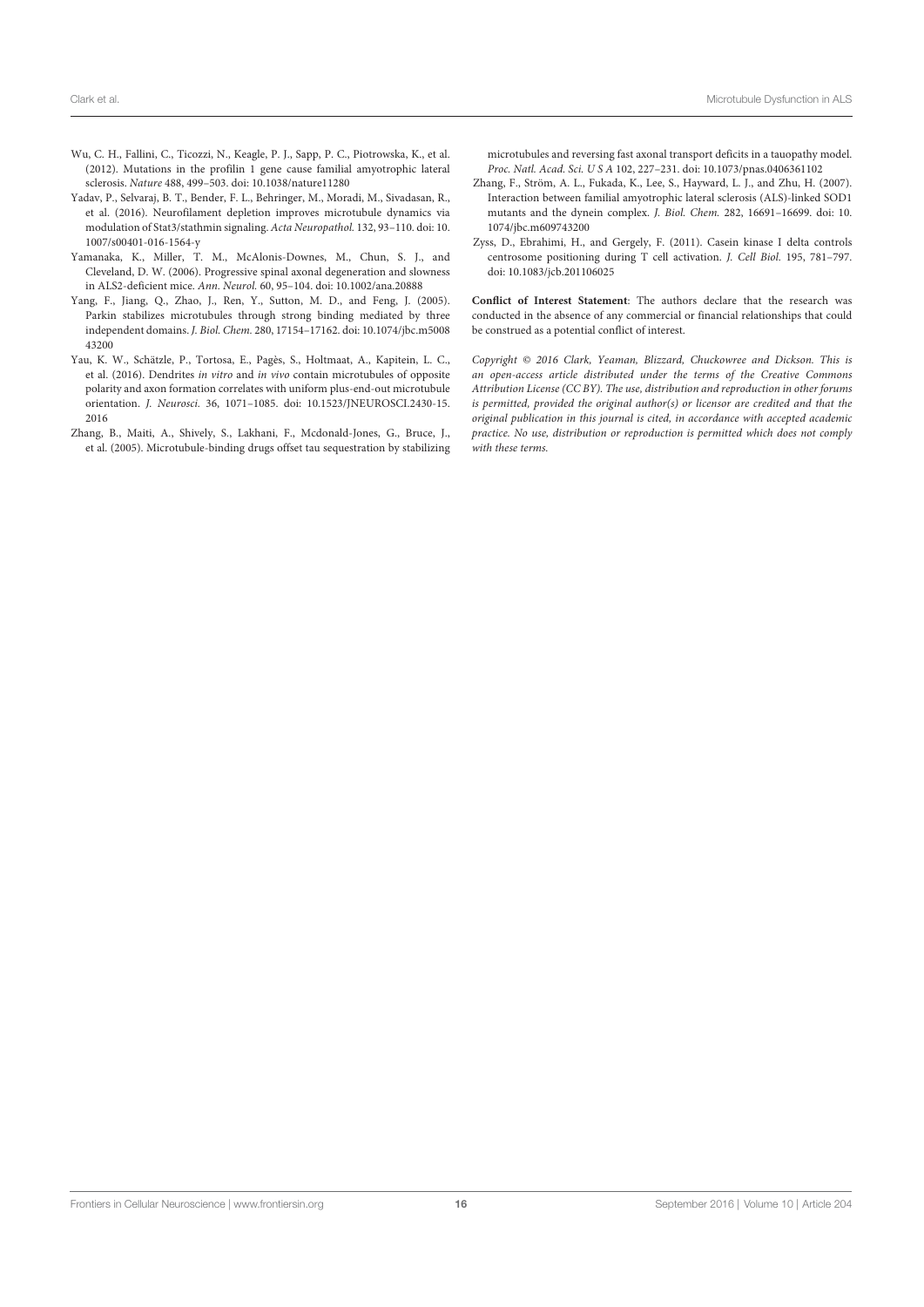Wu, C. H., Fallini, C., Ticozzi, N., Keagle, P. J., Sapp, P. C., Piotrowska, K., et al. (2012). Mutations in the profilin 1 gene cause familial amyotrophic lateral sclerosis. *Nature* 488, 499–503. doi: 10.1038/nature11280

Yadav, P., Selvaraj, B. T., Bender, F. L., Behringer, M., Moradi, M., Sivadasan, R., et al. (2016). Neurofilament depletion improves microtubule dynamics via modulation of Stat3/stathmin signaling. *Acta Neuropathol.* 132, 93–110. doi: 10.1007/s00401-016-1564-y

Yamanaka, K., Miller, T. M., McAlonis-Downes, M., Chun, S. J., and Cleveland, D. W. (2006). Progressive spinal axonal degeneration and slowness in ALS2-deficient mice. *Ann. Neurol.* 60, 95–104. doi: 10.1002/ana.20888

Yang, F., Jiang, Q., Zhao, J., Ren, Y., Sutton, M. D., and Feng, J. (2005). Parkin stabilizes microtubules through strong binding mediated by three independent domains. *J. Biol. Chem.* 280, 17154–17162. doi: 10.1074/jbc.m500843200

Yau, K. W., Schätzle, P., Tortosa, E., Pagès, S., Holtmaat, A., Kapitein, L. C., et al. (2016). Dendrites *in vitro* and *in vivo* contain microtubules of opposite polarity and axon formation correlates with uniform plus-end-out microtubule orientation. *J. Neurosci.* 36, 1071–1085. doi: 10.1523/JNEUROSCI.2430-15.2016

Zhang, B., Maiti, A., Shively, S., Lakhani, F., Mcdonald-Jones, G., Bruce, J., et al. (2005). Microtubule-binding drugs offset tau sequestration by stabilizing microtubules and reversing fast axonal transport deficits in a tauopathy model. *Proc. Natl. Acad. Sci. U S A* 102, 227–231. doi: 10.1073/pnas.0406361102

Zhang, F., Ström, A. L., Fukada, K., Lee, S., Hayward, L. J., and Zhu, H. (2007). Interaction between familial amyotrophic lateral sclerosis (ALS)-linked SOD1 mutants and the dynein complex. *J. Biol. Chem.* 282, 16691–16699. doi: 10.1074/jbc.m609743200

Zyss, D., Ebrahimi, H., and Gergely, F. (2011). Casein kinase I delta controls centrosome positioning during T cell activation. *J. Cell Biol.* 195, 781–797. doi: 10.1083/jcb.201106025

**Conflict of Interest Statement**: The authors declare that the research was conducted in the absence of any commercial or financial relationships that could be construed as a potential conflict of interest.

*Copyright © 2016 Clark, Yeaman, Blizzard, Chuckowree and Dickson. This is an open-access article distributed under the terms of the Creative Commons Attribution License (CC BY). The use, distribution and reproduction in other forums is permitted, provided the original author(s) or licensor are credited and that the original publication in this journal is cited, in accordance with accepted academic practice. No use, distribution or reproduction is permitted which does not comply with these terms.*